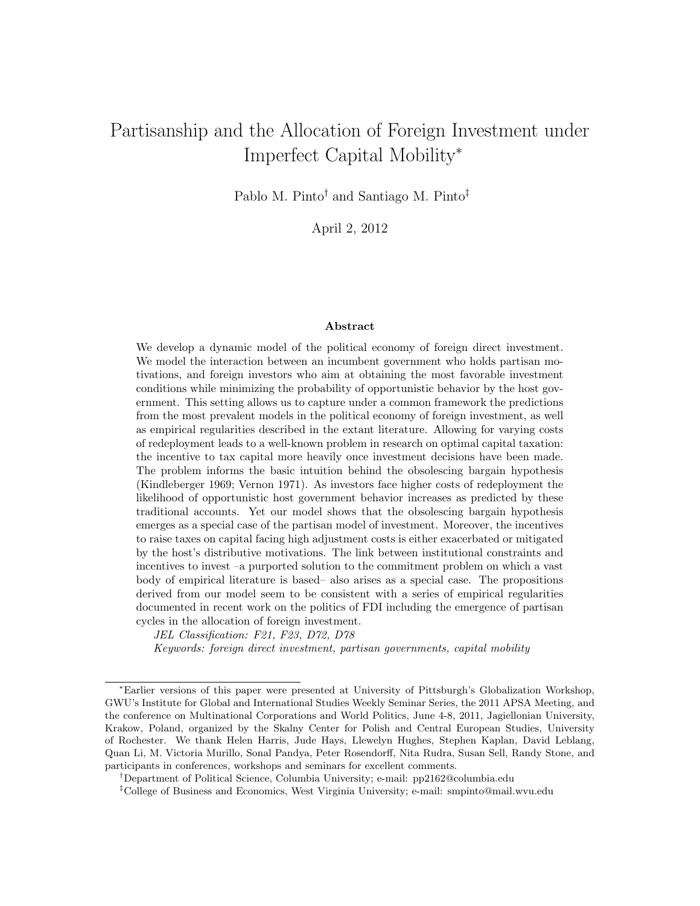# Partisanship and the Allocation of Foreign Investment under Imperfect Capital Mobility*

Pablo M. Pinto† and Santiago M. Pinto‡

April 2, 2012

## Abstract

We develop a dynamic model of the political economy of foreign direct investment. We model the interaction between an incumbent government who holds partisan motivations, and foreign investors who aim at obtaining the most favorable investment conditions while minimizing the probability of opportunistic behavior by the host government. This setting allows us to capture under a common framework the predictions from the most prevalent models in the political economy of foreign investment, as well as empirical regularities described in the extant literature. Allowing for varying costs of redeployment leads to a well-known problem in research on optimal capital taxation: the incentive to tax capital more heavily once investment decisions have been made. The problem informs the basic intuition behind the obsolescing bargain hypothesis (Kindleberger 1969; Vernon 1971). As investors face higher costs of redeployment the likelihood of opportunistic host government behavior increases as predicted by these traditional accounts. Yet our model shows that the obsolescing bargain hypothesis emerges as a special case of the partisan model of investment. Moreover, the incentives to raise taxes on capital facing high adjustment costs is either exacerbated or mitigated by the host's distributive motivations. The link between institutional constraints and incentives to invest –a purported solution to the commitment problem on which a vast body of empirical literature is based– also arises as a special case. The propositions derived from our model seem to be consistent with a series of empirical regularities documented in recent work on the politics of FDI including the emergence of partisan cycles in the allocation of foreign investment.

*JEL Classification: F21, F23, D72, D78*

*Keywords: foreign direct investment, partisan governments, capital mobility*

---

*Earlier versions of this paper were presented at University of Pittsburgh's Globalization Workshop, GWU's Institute for Global and International Studies Weekly Seminar Series, the 2011 APSA Meeting, and the conference on Multinational Corporations and World Politics, June 4-8, 2011, Jagiellonian University, Krakow, Poland, organized by the Skalny Center for Polish and Central European Studies, University of Rochester. We thank Helen Harris, Jude Hays, Llewelyn Hughes, Stephen Kaplan, David Leblang, Quan Li, M. Victoria Murillo, Sonal Pandya, Peter Rosendorff, Nita Rudra, Susan Sell, Randy Stone, and participants in conferences, workshops and seminars for excellent comments.

†Department of Political Science, Columbia University; e-mail: pp2162@columbia.edu

‡College of Business and Economics, West Virginia University; e-mail: smpinto@mail.wvu.edu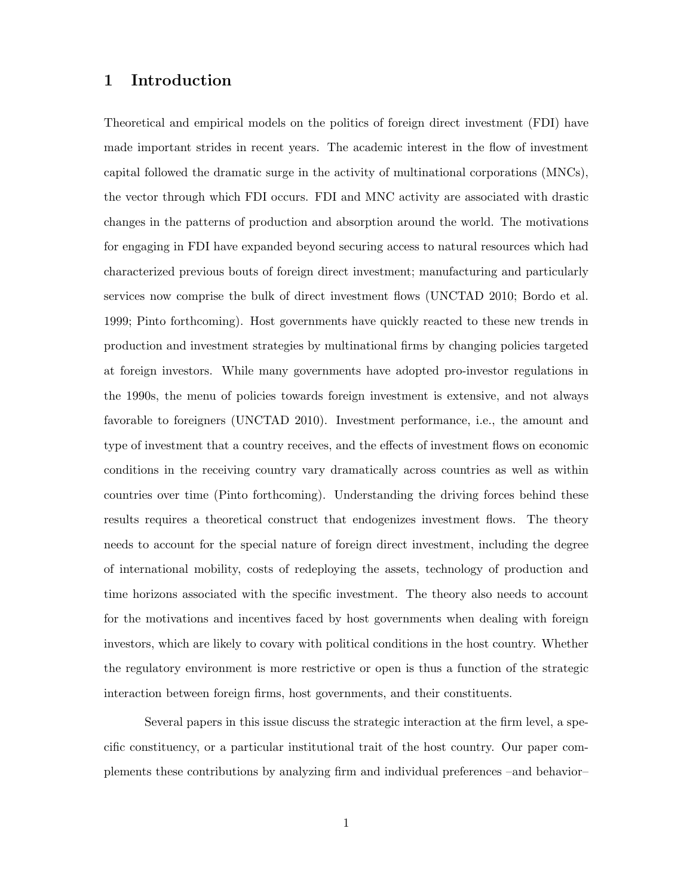# 1 Introduction

Theoretical and empirical models on the politics of foreign direct investment (FDI) have made important strides in recent years. The academic interest in the flow of investment capital followed the dramatic surge in the activity of multinational corporations (MNCs), the vector through which FDI occurs. FDI and MNC activity are associated with drastic changes in the patterns of production and absorption around the world. The motivations for engaging in FDI have expanded beyond securing access to natural resources which had characterized previous bouts of foreign direct investment; manufacturing and particularly services now comprise the bulk of direct investment flows (UNCTAD 2010; Bordo et al. 1999; Pinto forthcoming). Host governments have quickly reacted to these new trends in production and investment strategies by multinational firms by changing policies targeted at foreign investors. While many governments have adopted pro-investor regulations in the 1990s, the menu of policies towards foreign investment is extensive, and not always favorable to foreigners (UNCTAD 2010). Investment performance, i.e., the amount and type of investment that a country receives, and the effects of investment flows on economic conditions in the receiving country vary dramatically across countries as well as within countries over time (Pinto forthcoming). Understanding the driving forces behind these results requires a theoretical construct that endogenizes investment flows. The theory needs to account for the special nature of foreign direct investment, including the degree of international mobility, costs of redeploying the assets, technology of production and time horizons associated with the specific investment. The theory also needs to account for the motivations and incentives faced by host governments when dealing with foreign investors, which are likely to covary with political conditions in the host country. Whether the regulatory environment is more restrictive or open is thus a function of the strategic interaction between foreign firms, host governments, and their constituents.

Several papers in this issue discuss the strategic interaction at the firm level, a specific constituency, or a particular institutional trait of the host country. Our paper complements these contributions by analyzing firm and individual preferences –and behavior–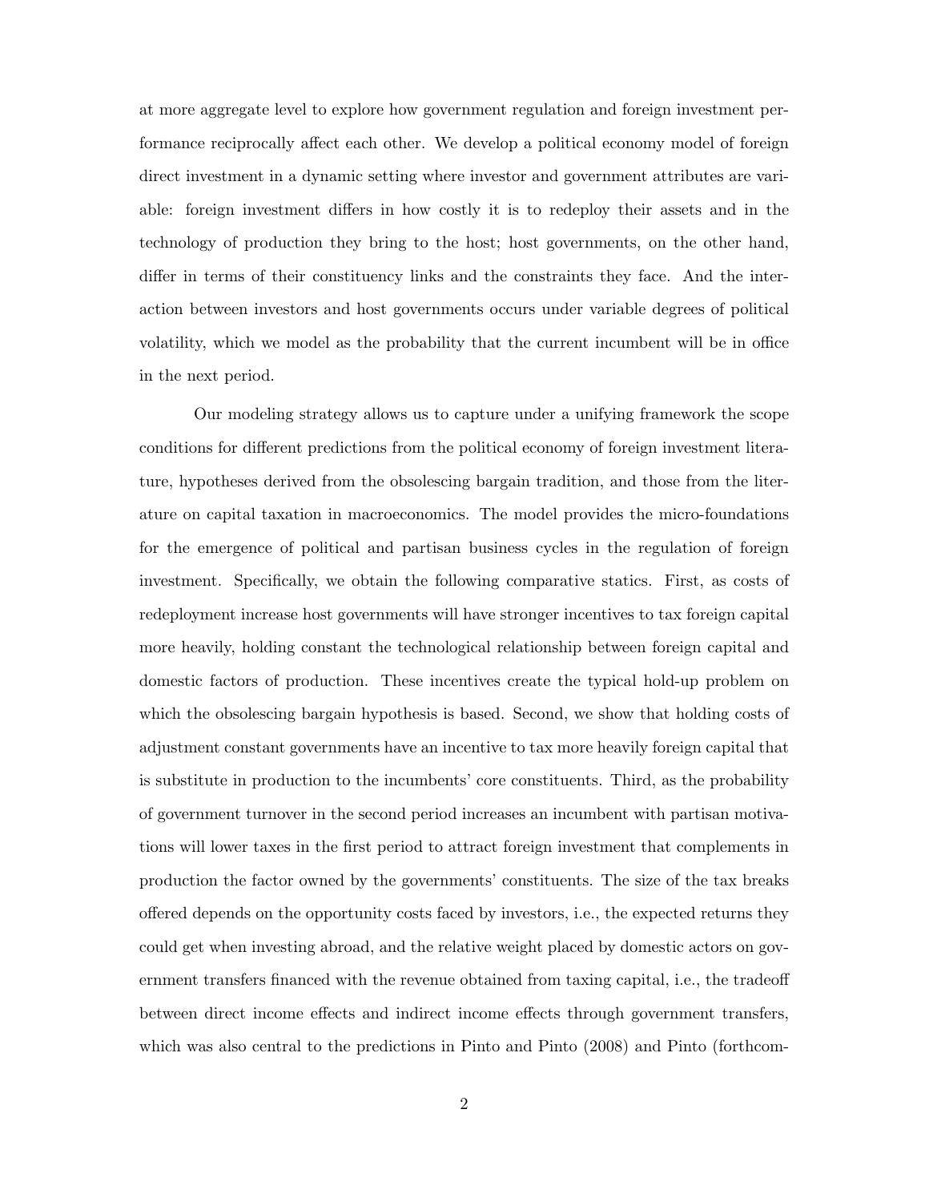at more aggregate level to explore how government regulation and foreign investment performance reciprocally affect each other. We develop a political economy model of foreign direct investment in a dynamic setting where investor and government attributes are variable: foreign investment differs in how costly it is to redeploy their assets and in the technology of production they bring to the host; host governments, on the other hand, differ in terms of their constituency links and the constraints they face. And the interaction between investors and host governments occurs under variable degrees of political volatility, which we model as the probability that the current incumbent will be in office in the next period.

Our modeling strategy allows us to capture under a unifying framework the scope conditions for different predictions from the political economy of foreign investment literature, hypotheses derived from the obsolescing bargain tradition, and those from the literature on capital taxation in macroeconomics. The model provides the micro-foundations for the emergence of political and partisan business cycles in the regulation of foreign investment. Specifically, we obtain the following comparative statics. First, as costs of redeployment increase host governments will have stronger incentives to tax foreign capital more heavily, holding constant the technological relationship between foreign capital and domestic factors of production. These incentives create the typical hold-up problem on which the obsolescing bargain hypothesis is based. Second, we show that holding costs of adjustment constant governments have an incentive to tax more heavily foreign capital that is substitute in production to the incumbents' core constituents. Third, as the probability of government turnover in the second period increases an incumbent with partisan motivations will lower taxes in the first period to attract foreign investment that complements in production the factor owned by the governments' constituents. The size of the tax breaks offered depends on the opportunity costs faced by investors, i.e., the expected returns they could get when investing abroad, and the relative weight placed by domestic actors on government transfers financed with the revenue obtained from taxing capital, i.e., the tradeoff between direct income effects and indirect income effects through government transfers, which was also central to the predictions in Pinto and Pinto (2008) and Pinto (forthcom-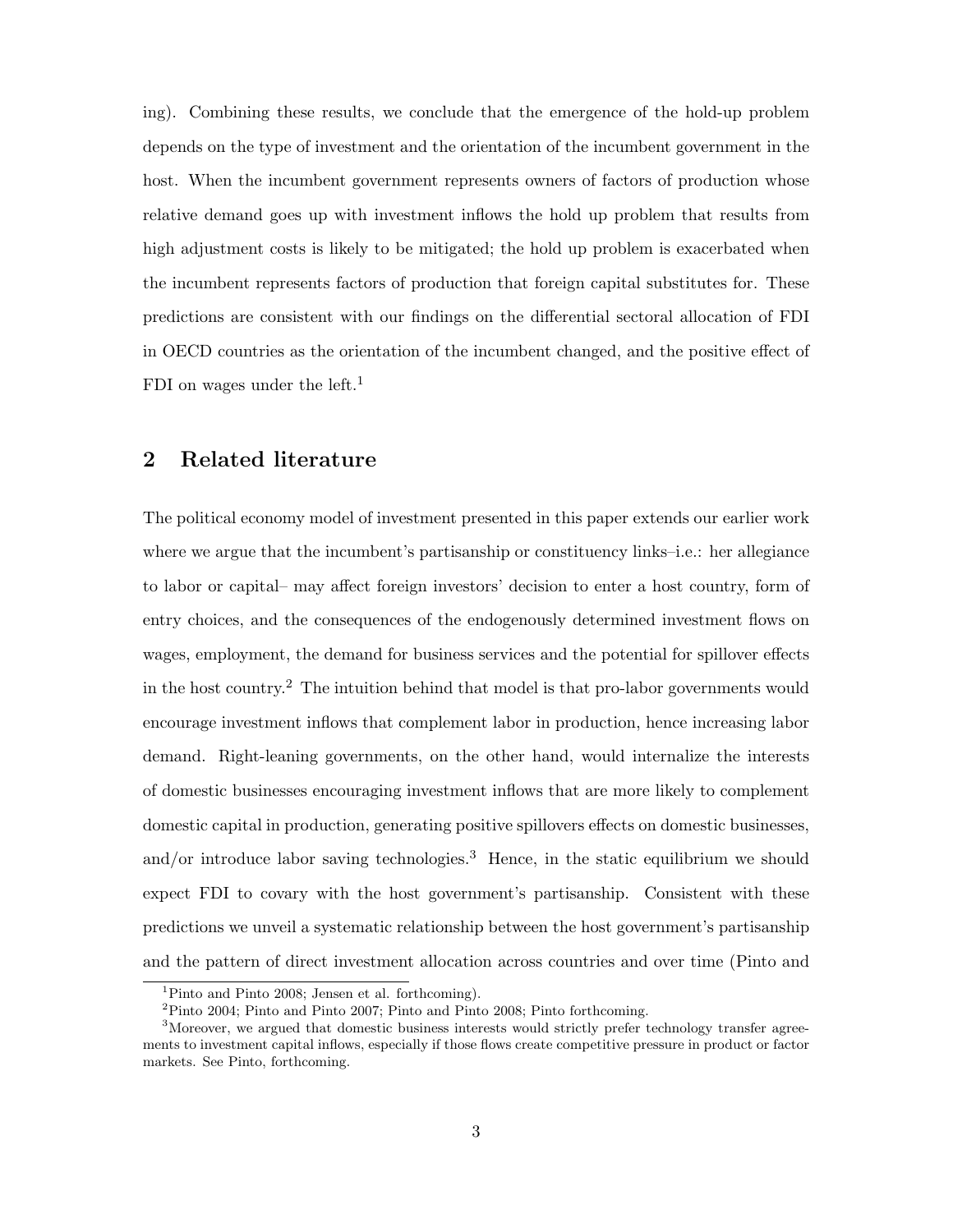ing). Combining these results, we conclude that the emergence of the hold-up problem depends on the type of investment and the orientation of the incumbent government in the host. When the incumbent government represents owners of factors of production whose relative demand goes up with investment inflows the hold up problem that results from high adjustment costs is likely to be mitigated; the hold up problem is exacerbated when the incumbent represents factors of production that foreign capital substitutes for. These predictions are consistent with our findings on the differential sectoral allocation of FDI in OECD countries as the orientation of the incumbent changed, and the positive effect of FDI on wages under the left.[1]

## 2 Related literature

The political economy model of investment presented in this paper extends our earlier work where we argue that the incumbent's partisanship or constituency links–i.e.: her allegiance to labor or capital– may affect foreign investors' decision to enter a host country, form of entry choices, and the consequences of the endogenously determined investment flows on wages, employment, the demand for business services and the potential for spillover effects in the host country.[2] The intuition behind that model is that pro-labor governments would encourage investment inflows that complement labor in production, hence increasing labor demand. Right-leaning governments, on the other hand, would internalize the interests of domestic businesses encouraging investment inflows that are more likely to complement domestic capital in production, generating positive spillovers effects on domestic businesses, and/or introduce labor saving technologies.[3] Hence, in the static equilibrium we should expect FDI to covary with the host government's partisanship. Consistent with these predictions we unveil a systematic relationship between the host government's partisanship and the pattern of direct investment allocation across countries and over time (Pinto and

[1] Pinto and Pinto 2008; Jensen et al. forthcoming).

[2] Pinto 2004; Pinto and Pinto 2007; Pinto and Pinto 2008; Pinto forthcoming.

[3] Moreover, we argued that domestic business interests would strictly prefer technology transfer agreements to investment capital inflows, especially if those flows create competitive pressure in product or factor markets. See Pinto, forthcoming.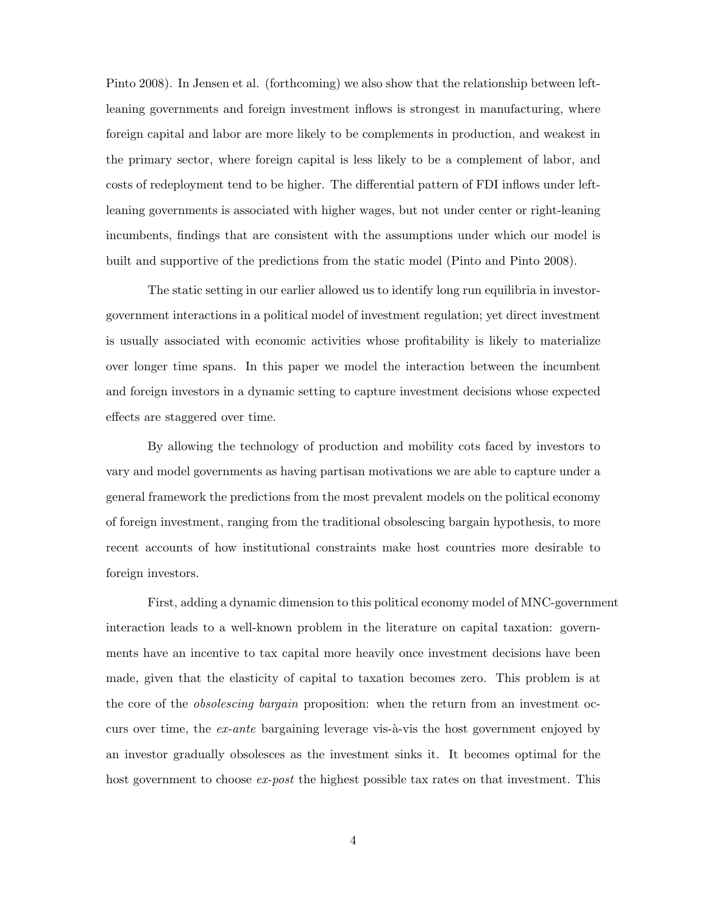Pinto 2008). In Jensen et al. (forthcoming) we also show that the relationship between left-leaning governments and foreign investment inflows is strongest in manufacturing, where foreign capital and labor are more likely to be complements in production, and weakest in the primary sector, where foreign capital is less likely to be a complement of labor, and costs of redeployment tend to be higher. The differential pattern of FDI inflows under left-leaning governments is associated with higher wages, but not under center or right-leaning incumbents, findings that are consistent with the assumptions under which our model is built and supportive of the predictions from the static model (Pinto and Pinto 2008).

The static setting in our earlier allowed us to identify long run equilibria in investor-government interactions in a political model of investment regulation; yet direct investment is usually associated with economic activities whose profitability is likely to materialize over longer time spans. In this paper we model the interaction between the incumbent and foreign investors in a dynamic setting to capture investment decisions whose expected effects are staggered over time.

By allowing the technology of production and mobility cots faced by investors to vary and model governments as having partisan motivations we are able to capture under a general framework the predictions from the most prevalent models on the political economy of foreign investment, ranging from the traditional obsolescing bargain hypothesis, to more recent accounts of how institutional constraints make host countries more desirable to foreign investors.

First, adding a dynamic dimension to this political economy model of MNC-government interaction leads to a well-known problem in the literature on capital taxation: governments have an incentive to tax capital more heavily once investment decisions have been made, given that the elasticity of capital to taxation becomes zero. This problem is at the core of the *obsolescing bargain* proposition: when the return from an investment occurs over time, the *ex-ante* bargaining leverage vis-à-vis the host government enjoyed by an investor gradually obsolesces as the investment sinks it. It becomes optimal for the host government to choose *ex-post* the highest possible tax rates on that investment. This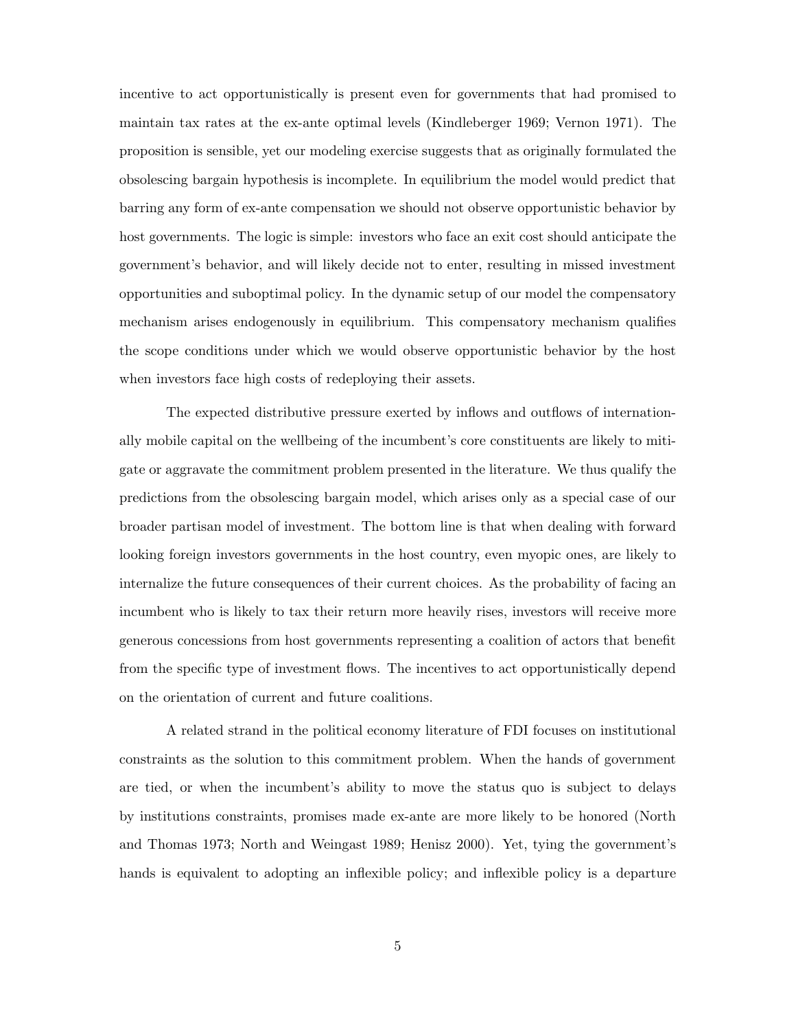incentive to act opportunistically is present even for governments that had promised to maintain tax rates at the ex-ante optimal levels (Kindleberger 1969; Vernon 1971). The proposition is sensible, yet our modeling exercise suggests that as originally formulated the obsolescing bargain hypothesis is incomplete. In equilibrium the model would predict that barring any form of ex-ante compensation we should not observe opportunistic behavior by host governments. The logic is simple: investors who face an exit cost should anticipate the government's behavior, and will likely decide not to enter, resulting in missed investment opportunities and suboptimal policy. In the dynamic setup of our model the compensatory mechanism arises endogenously in equilibrium. This compensatory mechanism qualifies the scope conditions under which we would observe opportunistic behavior by the host when investors face high costs of redeploying their assets.

The expected distributive pressure exerted by inflows and outflows of internationally mobile capital on the wellbeing of the incumbent's core constituents are likely to mitigate or aggravate the commitment problem presented in the literature. We thus qualify the predictions from the obsolescing bargain model, which arises only as a special case of our broader partisan model of investment. The bottom line is that when dealing with forward looking foreign investors governments in the host country, even myopic ones, are likely to internalize the future consequences of their current choices. As the probability of facing an incumbent who is likely to tax their return more heavily rises, investors will receive more generous concessions from host governments representing a coalition of actors that benefit from the specific type of investment flows. The incentives to act opportunistically depend on the orientation of current and future coalitions.

A related strand in the political economy literature of FDI focuses on institutional constraints as the solution to this commitment problem. When the hands of government are tied, or when the incumbent's ability to move the status quo is subject to delays by institutions constraints, promises made ex-ante are more likely to be honored (North and Thomas 1973; North and Weingast 1989; Henisz 2000). Yet, tying the government's hands is equivalent to adopting an inflexible policy; and inflexible policy is a departure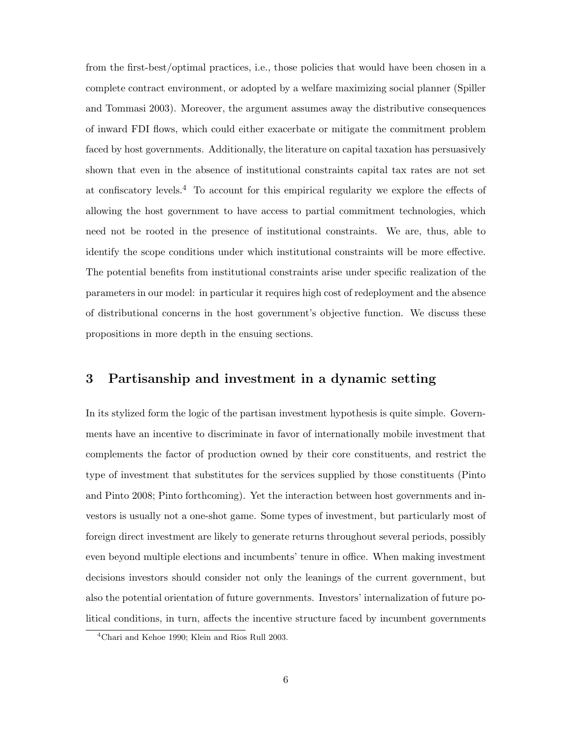from the first-best/optimal practices, i.e., those policies that would have been chosen in a complete contract environment, or adopted by a welfare maximizing social planner (Spiller and Tommasi 2003). Moreover, the argument assumes away the distributive consequences of inward FDI flows, which could either exacerbate or mitigate the commitment problem faced by host governments. Additionally, the literature on capital taxation has persuasively shown that even in the absence of institutional constraints capital tax rates are not set at confiscatory levels.[4] To account for this empirical regularity we explore the effects of allowing the host government to have access to partial commitment technologies, which need not be rooted in the presence of institutional constraints. We are, thus, able to identify the scope conditions under which institutional constraints will be more effective. The potential benefits from institutional constraints arise under specific realization of the parameters in our model: in particular it requires high cost of redeployment and the absence of distributional concerns in the host government's objective function. We discuss these propositions in more depth in the ensuing sections.

## 3 Partisanship and investment in a dynamic setting

In its stylized form the logic of the partisan investment hypothesis is quite simple. Governments have an incentive to discriminate in favor of internationally mobile investment that complements the factor of production owned by their core constituents, and restrict the type of investment that substitutes for the services supplied by those constituents (Pinto and Pinto 2008; Pinto forthcoming). Yet the interaction between host governments and investors is usually not a one-shot game. Some types of investment, but particularly most of foreign direct investment are likely to generate returns throughout several periods, possibly even beyond multiple elections and incumbents' tenure in office. When making investment decisions investors should consider not only the leanings of the current government, but also the potential orientation of future governments. Investors' internalization of future political conditions, in turn, affects the incentive structure faced by incumbent governments

[4] Chari and Kehoe 1990; Klein and Rios Rull 2003.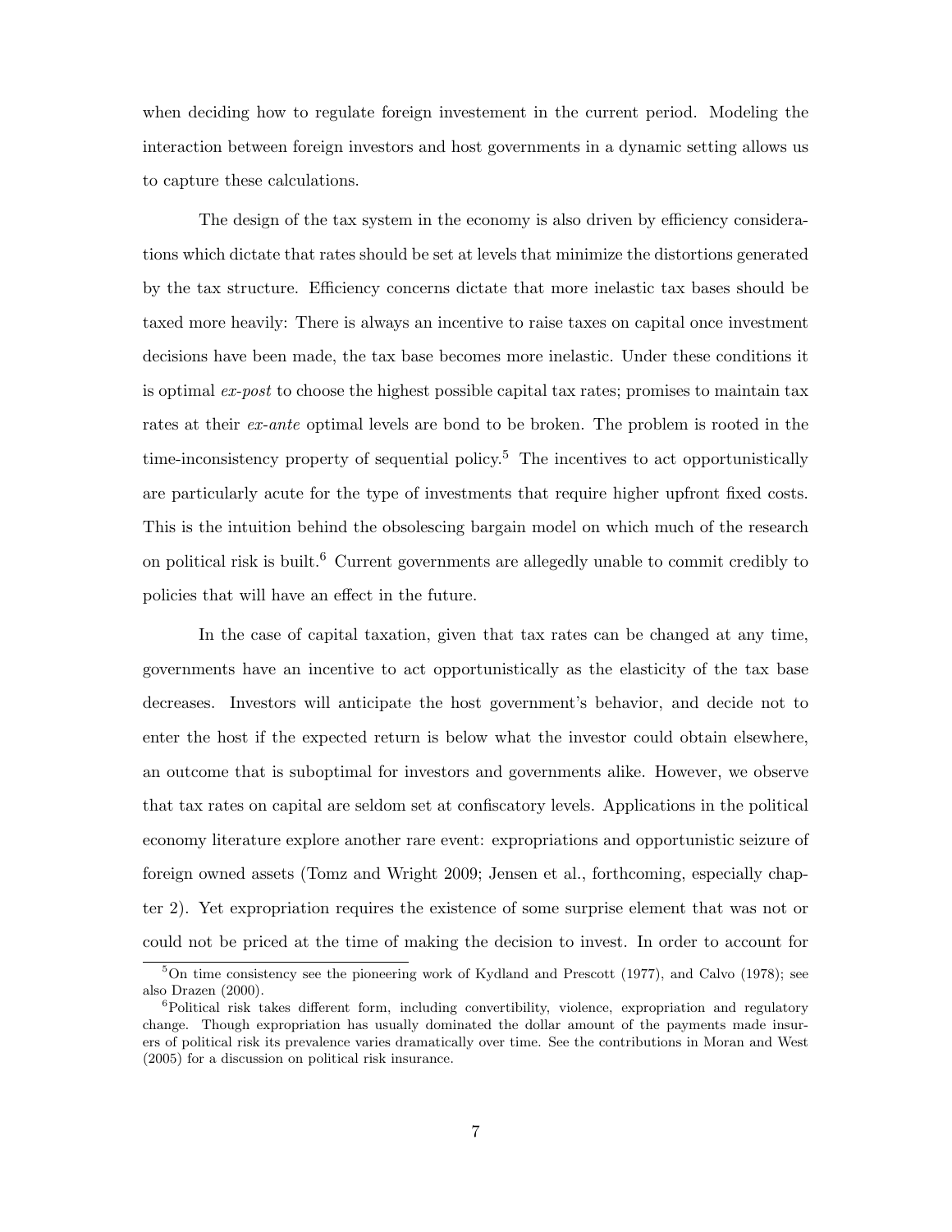when deciding how to regulate foreign investement in the current period. Modeling the interaction between foreign investors and host governments in a dynamic setting allows us to capture these calculations.

The design of the tax system in the economy is also driven by efficiency considerations which dictate that rates should be set at levels that minimize the distortions generated by the tax structure. Efficiency concerns dictate that more inelastic tax bases should be taxed more heavily: There is always an incentive to raise taxes on capital once investment decisions have been made, the tax base becomes more inelastic. Under these conditions it is optimal *ex-post* to choose the highest possible capital tax rates; promises to maintain tax rates at their *ex-ante* optimal levels are bond to be broken. The problem is rooted in the time-inconsistency property of sequential policy.[5] The incentives to act opportunistically are particularly acute for the type of investments that require higher upfront fixed costs. This is the intuition behind the obsolescing bargain model on which much of the research on political risk is built.[6] Current governments are allegedly unable to commit credibly to policies that will have an effect in the future.

In the case of capital taxation, given that tax rates can be changed at any time, governments have an incentive to act opportunistically as the elasticity of the tax base decreases. Investors will anticipate the host government's behavior, and decide not to enter the host if the expected return is below what the investor could obtain elsewhere, an outcome that is suboptimal for investors and governments alike. However, we observe that tax rates on capital are seldom set at confiscatory levels. Applications in the political economy literature explore another rare event: expropriations and opportunistic seizure of foreign owned assets (Tomz and Wright 2009; Jensen et al., forthcoming, especially chapter 2). Yet expropriation requires the existence of some surprise element that was not or could not be priced at the time of making the decision to invest. In order to account for

[5] On time consistency see the pioneering work of Kydland and Prescott (1977), and Calvo (1978); see also Drazen (2000).

[6] Political risk takes different form, including convertibility, violence, expropriation and regulatory change. Though expropriation has usually dominated the dollar amount of the payments made insurers of political risk its prevalence varies dramatically over time. See the contributions in Moran and West (2005) for a discussion on political risk insurance.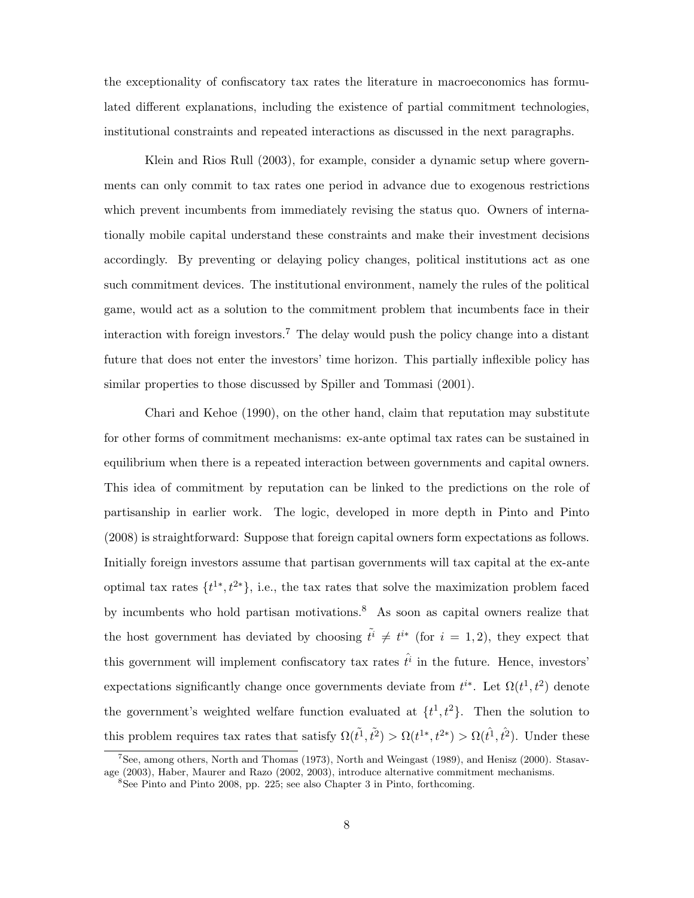the exceptionality of confiscatory tax rates the literature in macroeconomics has formulated different explanations, including the existence of partial commitment technologies, institutional constraints and repeated interactions as discussed in the next paragraphs.

Klein and Rios Rull (2003), for example, consider a dynamic setup where governments can only commit to tax rates one period in advance due to exogenous restrictions which prevent incumbents from immediately revising the status quo. Owners of internationally mobile capital understand these constraints and make their investment decisions accordingly. By preventing or delaying policy changes, political institutions act as one such commitment devices. The institutional environment, namely the rules of the political game, would act as a solution to the commitment problem that incumbents face in their interaction with foreign investors.[7] The delay would push the policy change into a distant future that does not enter the investors' time horizon. This partially inflexible policy has similar properties to those discussed by Spiller and Tommasi (2001).

Chari and Kehoe (1990), on the other hand, claim that reputation may substitute for other forms of commitment mechanisms: ex-ante optimal tax rates can be sustained in equilibrium when there is a repeated interaction between governments and capital owners. This idea of commitment by reputation can be linked to the predictions on the role of partisanship in earlier work. The logic, developed in more depth in Pinto and Pinto (2008) is straightforward: Suppose that foreign capital owners form expectations as follows. Initially foreign investors assume that partisan governments will tax capital at the ex-ante optimal tax rates $\{t^{1*}, t^{2*}\}$, i.e., the tax rates that solve the maximization problem faced by incumbents who hold partisan motivations.[8] As soon as capital owners realize that the host government has deviated by choosing $\tilde{t^i} \neq t^{i*}$ (for $i = 1, 2$), they expect that this government will implement confiscatory tax rates $\hat{t^i}$ in the future. Hence, investors' expectations significantly change once governments deviate from $t^{i*}$. Let $\Omega(t^1, t^2)$ denote the government's weighted welfare function evaluated at $\{t^1, t^2\}$. Then the solution to this problem requires tax rates that satisfy $\Omega(\tilde{t^1}, \tilde{t^2}) > \Omega(t^{1*}, t^{2*}) > \Omega(\hat{t^1}, \hat{t^2})$. Under these

[7] See, among others, North and Thomas (1973), North and Weingast (1989), and Henisz (2000). Stasavage (2003), Haber, Maurer and Razo (2002, 2003), introduce alternative commitment mechanisms.

[8] See Pinto and Pinto 2008, pp. 225; see also Chapter 3 in Pinto, forthcoming.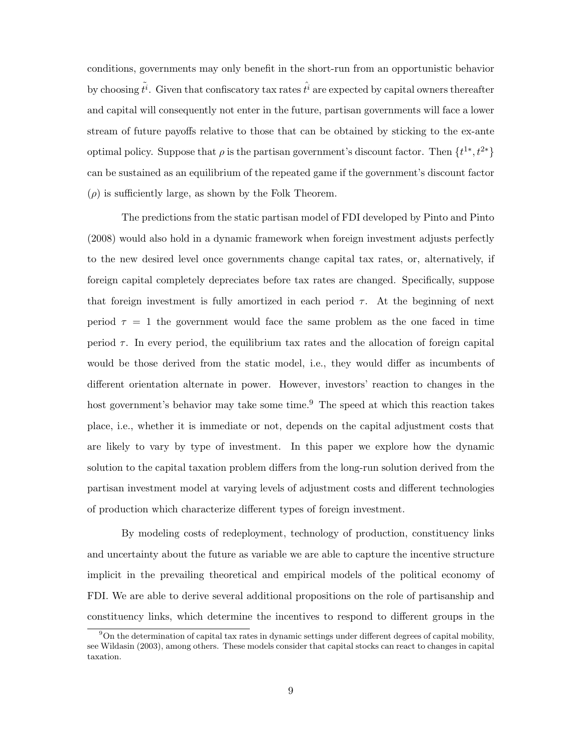conditions, governments may only benefit in the short-run from an opportunistic behavior by choosing $\tilde{t^i}$. Given that confiscatory tax rates $\hat{t^i}$ are expected by capital owners thereafter and capital will consequently not enter in the future, partisan governments will face a lower stream of future payoffs relative to those that can be obtained by sticking to the ex-ante optimal policy. Suppose that $\rho$ is the partisan government's discount factor. Then $\{t^{1*}, t^{2*}\}$ can be sustained as an equilibrium of the repeated game if the government's discount factor ($\rho$) is sufficiently large, as shown by the Folk Theorem.

The predictions from the static partisan model of FDI developed by Pinto and Pinto (2008) would also hold in a dynamic framework when foreign investment adjusts perfectly to the new desired level once governments change capital tax rates, or, alternatively, if foreign capital completely depreciates before tax rates are changed. Specifically, suppose that foreign investment is fully amortized in each period $\tau$. At the beginning of next period $\tau = 1$ the government would face the same problem as the one faced in time period $\tau$. In every period, the equilibrium tax rates and the allocation of foreign capital would be those derived from the static model, i.e., they would differ as incumbents of different orientation alternate in power. However, investors' reaction to changes in the host government's behavior may take some time.[9] The speed at which this reaction takes place, i.e., whether it is immediate or not, depends on the capital adjustment costs that are likely to vary by type of investment. In this paper we explore how the dynamic solution to the capital taxation problem differs from the long-run solution derived from the partisan investment model at varying levels of adjustment costs and different technologies of production which characterize different types of foreign investment.

By modeling costs of redeployment, technology of production, constituency links and uncertainty about the future as variable we are able to capture the incentive structure implicit in the prevailing theoretical and empirical models of the political economy of FDI. We are able to derive several additional propositions on the role of partisanship and constituency links, which determine the incentives to respond to different groups in the

[9] On the determination of capital tax rates in dynamic settings under different degrees of capital mobility, see Wildasin (2003), among others. These models consider that capital stocks can react to changes in capital taxation.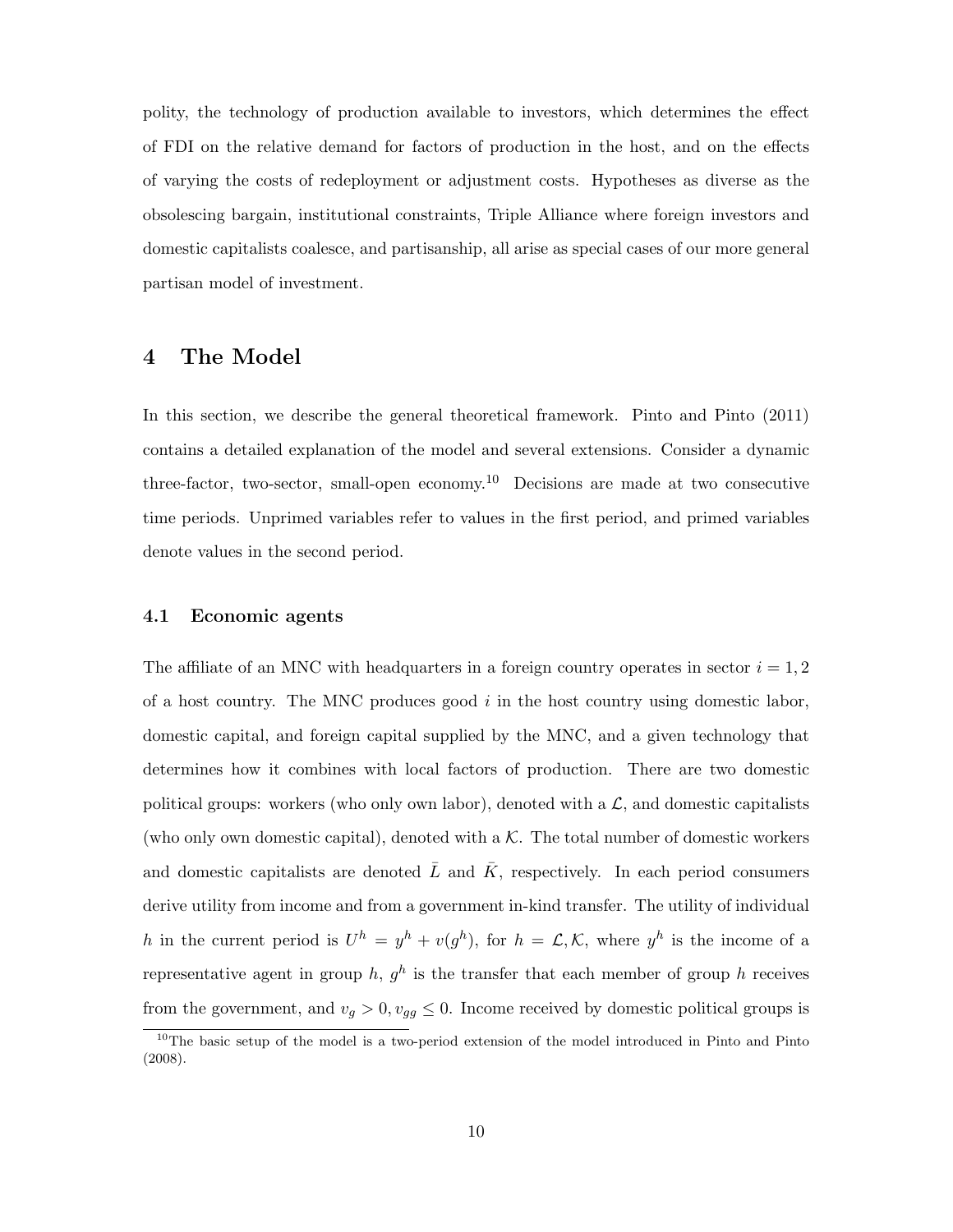polity, the technology of production available to investors, which determines the effect of FDI on the relative demand for factors of production in the host, and on the effects of varying the costs of redeployment or adjustment costs. Hypotheses as diverse as the obsolescing bargain, institutional constraints, Triple Alliance where foreign investors and domestic capitalists coalesce, and partisanship, all arise as special cases of our more general partisan model of investment.

## 4 The Model

In this section, we describe the general theoretical framework. Pinto and Pinto (2011) contains a detailed explanation of the model and several extensions. Consider a dynamic three-factor, two-sector, small-open economy.[10] Decisions are made at two consecutive time periods. Unprimed variables refer to values in the first period, and primed variables denote values in the second period.

### 4.1 Economic agents

The affiliate of an MNC with headquarters in a foreign country operates in sector $i = 1, 2$ of a host country. The MNC produces good $i$ in the host country using domestic labor, domestic capital, and foreign capital supplied by the MNC, and a given technology that determines how it combines with local factors of production. There are two domestic political groups: workers (who only own labor), denoted with a $\mathcal{L}$, and domestic capitalists (who only own domestic capital), denoted with a $\mathcal{K}$. The total number of domestic workers and domestic capitalists are denoted $\bar{L}$ and $\bar{K}$, respectively. In each period consumers derive utility from income and from a government in-kind transfer. The utility of individual $h$ in the current period is $U^h = y^h + v(g^h)$, for $h = \mathcal{L}, \mathcal{K}$, where $y^h$ is the income of a representative agent in group $h$, $g^h$ is the transfer that each member of group $h$ receives from the government, and $v_g > 0, v_{gg} \leq 0$. Income received by domestic political groups is

[10] The basic setup of the model is a two-period extension of the model introduced in Pinto and Pinto (2008).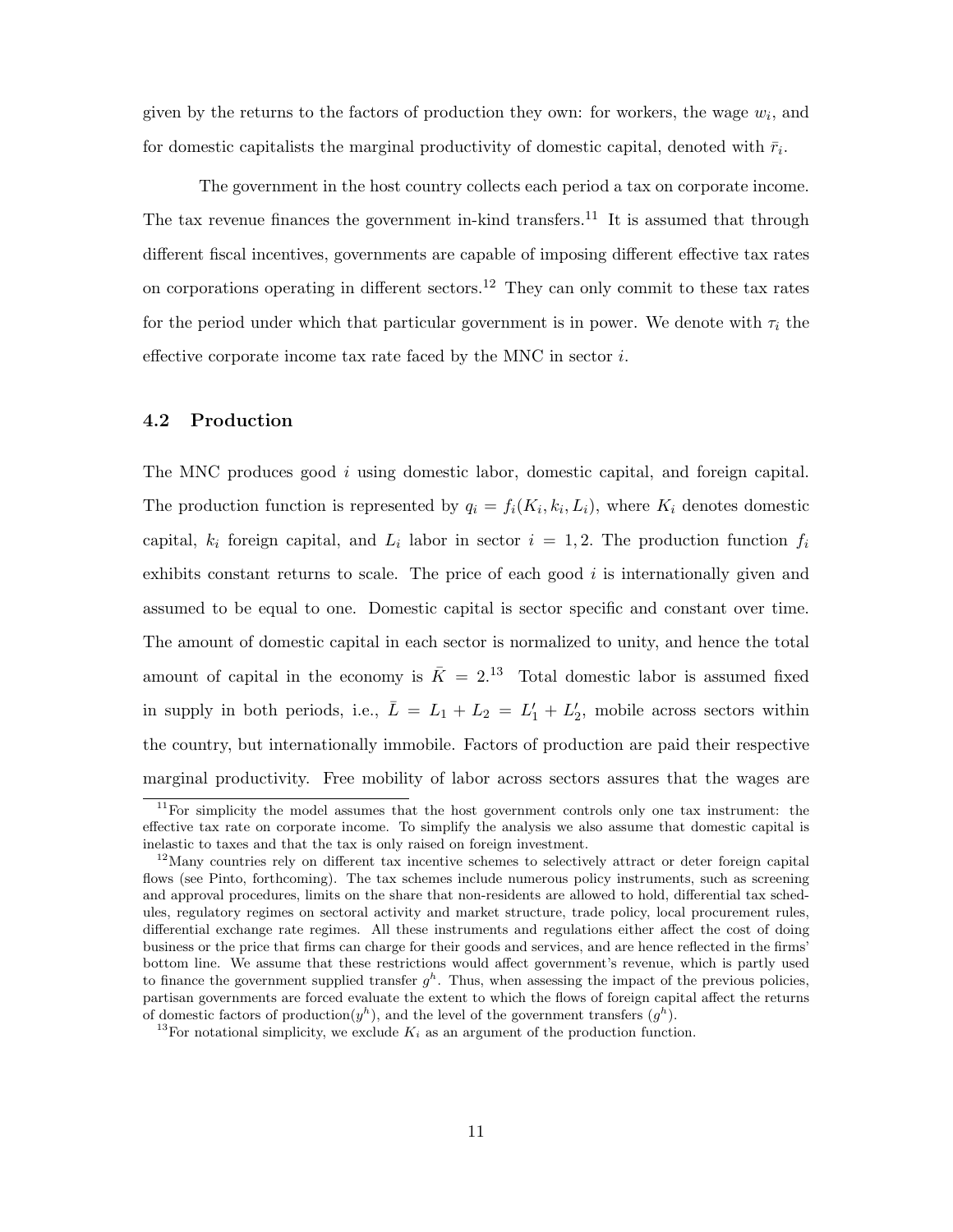given by the returns to the factors of production they own: for workers, the wage $w_i$, and for domestic capitalists the marginal productivity of domestic capital, denoted with $\bar{r}_i$.

The government in the host country collects each period a tax on corporate income. The tax revenue finances the government in-kind transfers.[11] It is assumed that through different fiscal incentives, governments are capable of imposing different effective tax rates on corporations operating in different sectors.[12] They can only commit to these tax rates for the period under which that particular government is in power. We denote with $\tau_i$ the effective corporate income tax rate faced by the MNC in sector $i$.

### 4.2 Production

The MNC produces good $i$ using domestic labor, domestic capital, and foreign capital. The production function is represented by $q_i = f_i(K_i, k_i, L_i)$, where $K_i$ denotes domestic capital, $k_i$ foreign capital, and $L_i$ labor in sector $i = 1, 2$. The production function $f_i$ exhibits constant returns to scale. The price of each good $i$ is internationally given and assumed to be equal to one. Domestic capital is sector specific and constant over time. The amount of domestic capital in each sector is normalized to unity, and hence the total amount of capital in the economy is $\bar{K} = 2$.[13] Total domestic labor is assumed fixed in supply in both periods, i.e., $\bar{L} = L_1 + L_2 = L_1' + L_2'$, mobile across sectors within the country, but internationally immobile. Factors of production are paid their respective marginal productivity. Free mobility of labor across sectors assures that the wages are

[11] For simplicity the model assumes that the host government controls only one tax instrument: the effective tax rate on corporate income. To simplify the analysis we also assume that domestic capital is inelastic to taxes and that the tax is only raised on foreign investment.

[12] Many countries rely on different tax incentive schemes to selectively attract or deter foreign capital flows (see Pinto, forthcoming). The tax schemes include numerous policy instruments, such as screening and approval procedures, limits on the share that non-residents are allowed to hold, differential tax schedules, regulatory regimes on sectoral activity and market structure, trade policy, local procurement rules, differential exchange rate regimes. All these instruments and regulations either affect the cost of doing business or the price that firms can charge for their goods and services, and are hence reflected in the firms' bottom line. We assume that these restrictions would affect government's revenue, which is partly used to finance the government supplied transfer $g^h$. Thus, when assessing the impact of the previous policies, partisan governments are forced evaluate the extent to which the flows of foreign capital affect the returns of domestic factors of production($y^h$), and the level of the government transfers ($g^h$).

[13] For notational simplicity, we exclude $K_i$ as an argument of the production function.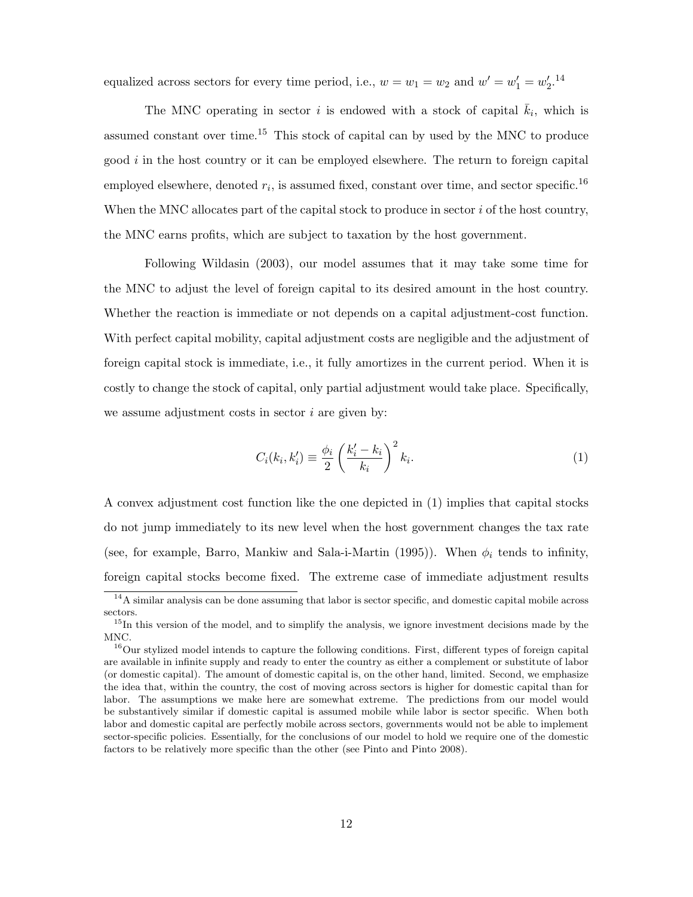equalized across sectors for every time period, i.e., $w = w_1 = w_2$ and $w' = w'_1 = w'_2$.[14]

The MNC operating in sector $i$ is endowed with a stock of capital $\bar{k}_i$, which is assumed constant over time.[15] This stock of capital can by used by the MNC to produce good $i$ in the host country or it can be employed elsewhere. The return to foreign capital employed elsewhere, denoted $r_i$, is assumed fixed, constant over time, and sector specific.[16] When the MNC allocates part of the capital stock to produce in sector $i$ of the host country, the MNC earns profits, which are subject to taxation by the host government.

Following Wildasin (2003), our model assumes that it may take some time for the MNC to adjust the level of foreign capital to its desired amount in the host country. Whether the reaction is immediate or not depends on a capital adjustment-cost function. With perfect capital mobility, capital adjustment costs are negligible and the adjustment of foreign capital stock is immediate, i.e., it fully amortizes in the current period. When it is costly to change the stock of capital, only partial adjustment would take place. Specifically, we assume adjustment costs in sector $i$ are given by:

$$C_i(k_i, k'_i) \equiv \frac{\phi_i}{2} \left( \frac{k'_i - k_i}{k_i} \right)^2 k_i. \tag{1}$$

A convex adjustment cost function like the one depicted in (1) implies that capital stocks do not jump immediately to its new level when the host government changes the tax rate (see, for example, Barro, Mankiw and Sala-i-Martin (1995)). When $\phi_i$ tends to infinity, foreign capital stocks become fixed. The extreme case of immediate adjustment results

[14] A similar analysis can be done assuming that labor is sector specific, and domestic capital mobile across sectors.

[15] In this version of the model, and to simplify the analysis, we ignore investment decisions made by the MNC.

[16] Our stylized model intends to capture the following conditions. First, different types of foreign capital are available in infinite supply and ready to enter the country as either a complement or substitute of labor (or domestic capital). The amount of domestic capital is, on the other hand, limited. Second, we emphasize the idea that, within the country, the cost of moving across sectors is higher for domestic capital than for labor. The assumptions we make here are somewhat extreme. The predictions from our model would be substantively similar if domestic capital is assumed mobile while labor is sector specific. When both labor and domestic capital are perfectly mobile across sectors, governments would not be able to implement sector-specific policies. Essentially, for the conclusions of our model to hold we require one of the domestic factors to be relatively more specific than the other (see Pinto and Pinto 2008).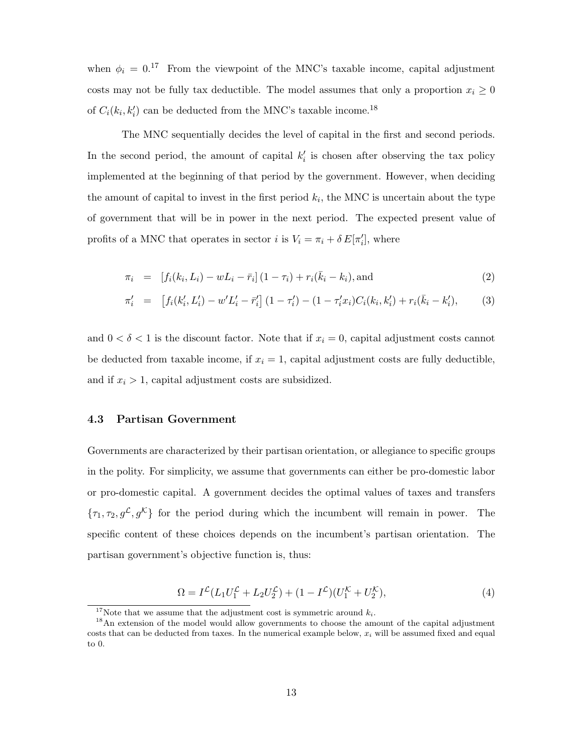when $\phi_i = 0$.[17] From the viewpoint of the MNC's taxable income, capital adjustment costs may not be fully tax deductible. The model assumes that only a proportion $x_i \geq 0$ of $C_i(k_i, k_i')$ can be deducted from the MNC's taxable income.[18]

The MNC sequentially decides the level of capital in the first and second periods. In the second period, the amount of capital $k_i'$ is chosen after observing the tax policy implemented at the beginning of that period by the government. However, when deciding the amount of capital to invest in the first period $k_i$, the MNC is uncertain about the type of government that will be in power in the next period. The expected present value of profits of a MNC that operates in sector $i$ is $V_i = \pi_i + \delta\, E[\pi_i']$, where

$$\pi_i = [f_i(k_i, L_i) - wL_i - \bar{r}_i]\,(1 - \tau_i) + r_i(\bar{k}_i - k_i), \text{and} \tag{2}$$

$$\pi_i' = \left[f_i(k_i', L_i') - w'L_i' - \bar{r}_i'\right](1 - \tau_i') - (1 - \tau_i' x_i)C_i(k_i, k_i') + r_i(\bar{k}_i - k_i'), \tag{3}$$

and $0 < \delta < 1$ is the discount factor. Note that if $x_i = 0$, capital adjustment costs cannot be deducted from taxable income, if $x_i = 1$, capital adjustment costs are fully deductible, and if $x_i > 1$, capital adjustment costs are subsidized.

### 4.3 Partisan Government

Governments are characterized by their partisan orientation, or allegiance to specific groups in the polity. For simplicity, we assume that governments can either be pro-domestic labor or pro-domestic capital. A government decides the optimal values of taxes and transfers $\{\tau_1, \tau_2, g^{\mathcal{L}}, g^{\mathcal{K}}\}$ for the period during which the incumbent will remain in power. The specific content of these choices depends on the incumbent's partisan orientation. The partisan government's objective function is, thus:

$$\Omega = I^{\mathcal{L}}(L_1 U_1^{\mathcal{L}} + L_2 U_2^{\mathcal{L}}) + (1 - I^{\mathcal{L}})(U_1^{\mathcal{K}} + U_2^{\mathcal{K}}), \tag{4}$$

[17] Note that we assume that the adjustment cost is symmetric around $k_i$.

[18] An extension of the model would allow governments to choose the amount of the capital adjustment costs that can be deducted from taxes. In the numerical example below, $x_i$ will be assumed fixed and equal to 0.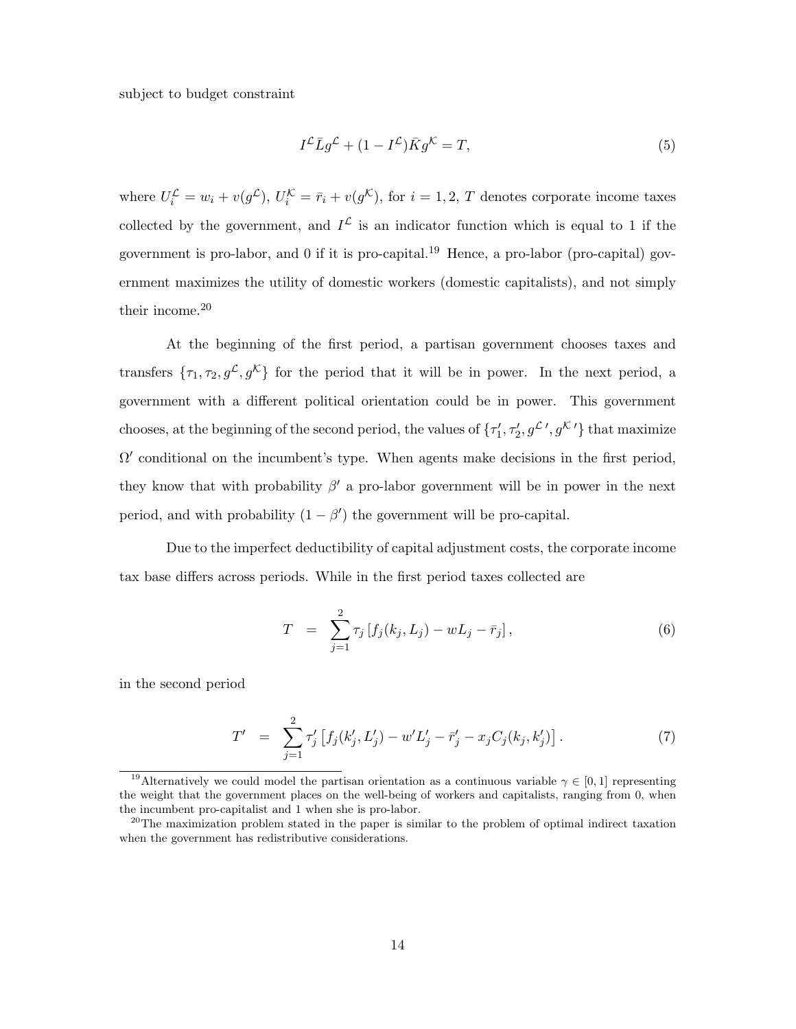subject to budget constraint

$$I^{\mathcal{L}}\bar{L}g^{\mathcal{L}} + (1 - I^{\mathcal{L}})\bar{K}g^{\mathcal{K}} = T, \tag{5}$$

where $U_i^{\mathcal{L}} = w_i + v(g^{\mathcal{L}})$, $U_i^{\mathcal{K}} = \bar{r}_i + v(g^{\mathcal{K}})$, for $i = 1, 2$, $T$ denotes corporate income taxes collected by the government, and $I^{\mathcal{L}}$ is an indicator function which is equal to 1 if the government is pro-labor, and 0 if it is pro-capital.[19] Hence, a pro-labor (pro-capital) government maximizes the utility of domestic workers (domestic capitalists), and not simply their income.[20]

At the beginning of the first period, a partisan government chooses taxes and transfers $\{\tau_1, \tau_2, g^{\mathcal{L}}, g^{\mathcal{K}}\}$ for the period that it will be in power. In the next period, a government with a different political orientation could be in power. This government chooses, at the beginning of the second period, the values of $\{\tau_1', \tau_2', g^{\mathcal{L}\prime}, g^{\mathcal{K}\prime}\}$ that maximize $\Omega'$ conditional on the incumbent's type. When agents make decisions in the first period, they know that with probability $\beta'$ a pro-labor government will be in power in the next period, and with probability $(1 - \beta')$ the government will be pro-capital.

Due to the imperfect deductibility of capital adjustment costs, the corporate income tax base differs across periods. While in the first period taxes collected are

$$T = \sum_{j=1}^{2} \tau_j \left[ f_j(k_j, L_j) - wL_j - \bar{r}_j \right], \tag{6}$$

in the second period

$$T' = \sum_{j=1}^{2} \tau_j' \left[ f_j(k_j', L_j') - w'L_j' - \bar{r}_j' - x_j C_j(k_j, k_j') \right]. \tag{7}$$

[19] Alternatively we could model the partisan orientation as a continuous variable $\gamma \in [0, 1]$ representing the weight that the government places on the well-being of workers and capitalists, ranging from 0, when the incumbent pro-capitalist and 1 when she is pro-labor.

[20] The maximization problem stated in the paper is similar to the problem of optimal indirect taxation when the government has redistributive considerations.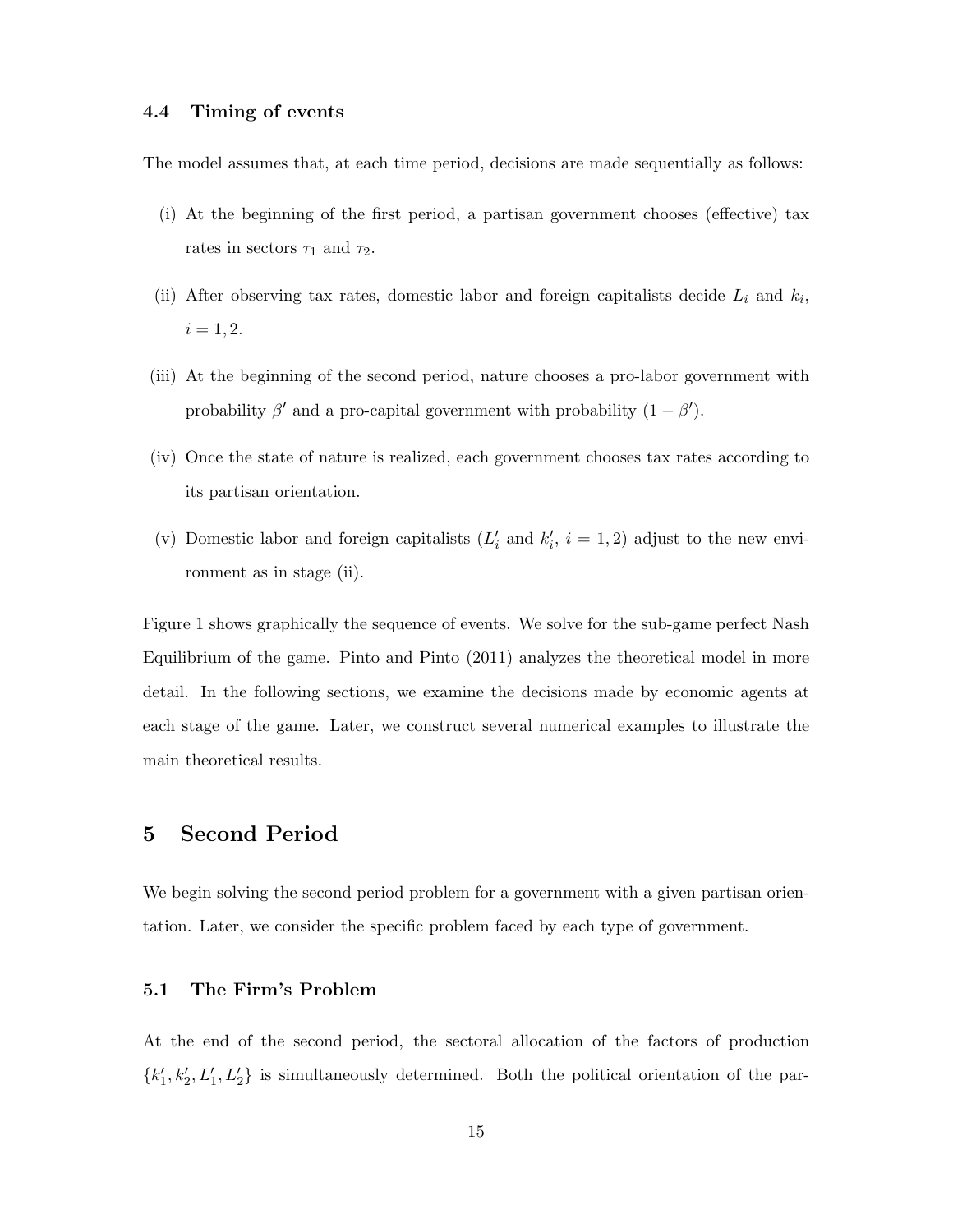### 4.4 Timing of events

The model assumes that, at each time period, decisions are made sequentially as follows:

(i) At the beginning of the first period, a partisan government chooses (effective) tax rates in sectors $\tau_1$ and $\tau_2$.

(ii) After observing tax rates, domestic labor and foreign capitalists decide $L_i$ and $k_i$, $i = 1, 2$.

(iii) At the beginning of the second period, nature chooses a pro-labor government with probability $\beta'$ and a pro-capital government with probability $(1 - \beta')$.

(iv) Once the state of nature is realized, each government chooses tax rates according to its partisan orientation.

(v) Domestic labor and foreign capitalists ($L_i'$ and $k_i'$, $i = 1, 2$) adjust to the new environment as in stage (ii).

Figure 1 shows graphically the sequence of events. We solve for the sub-game perfect Nash Equilibrium of the game. Pinto and Pinto (2011) analyzes the theoretical model in more detail. In the following sections, we examine the decisions made by economic agents at each stage of the game. Later, we construct several numerical examples to illustrate the main theoretical results.

## 5 Second Period

We begin solving the second period problem for a government with a given partisan orientation. Later, we consider the specific problem faced by each type of government.

### 5.1 The Firm's Problem

At the end of the second period, the sectoral allocation of the factors of production $\{k_1', k_2', L_1', L_2'\}$ is simultaneously determined. Both the political orientation of the par-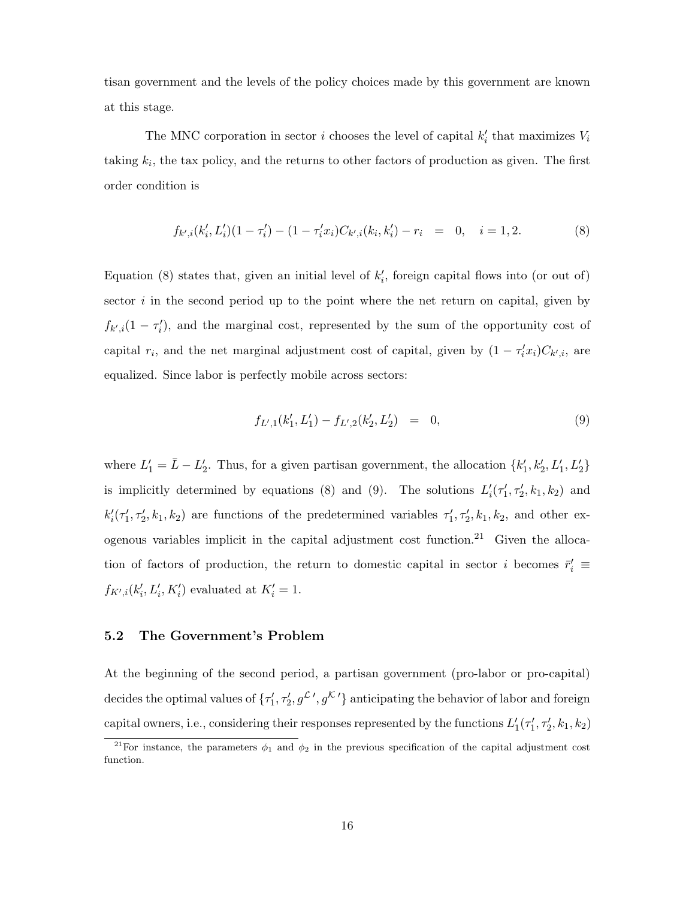tisan government and the levels of the policy choices made by this government are known at this stage.

The MNC corporation in sector $i$ chooses the level of capital $k_i'$ that maximizes $V_i$ taking $k_i$, the tax policy, and the returns to other factors of production as given. The first order condition is

$$f_{k',i}(k_i', L_i')(1-\tau_i') - (1-\tau_i' x_i) C_{k',i}(k_i, k_i') - r_i \quad = \quad 0, \quad i = 1, 2. \tag{8}$$

Equation (8) states that, given an initial level of $k_i'$, foreign capital flows into (or out of) sector $i$ in the second period up to the point where the net return on capital, given by $f_{k',i}(1-\tau_i')$, and the marginal cost, represented by the sum of the opportunity cost of capital $r_i$, and the net marginal adjustment cost of capital, given by $(1-\tau_i' x_i)C_{k',i}$, are equalized. Since labor is perfectly mobile across sectors:

$$f_{L',1}(k_1', L_1') - f_{L',2}(k_2', L_2') \quad = \quad 0, \tag{9}$$

where $L_1' = \bar{L} - L_2'$. Thus, for a given partisan government, the allocation $\{k_1', k_2', L_1', L_2'\}$ is implicitly determined by equations (8) and (9). The solutions $L_i'(\tau_1', \tau_2', k_1, k_2)$ and $k_i'(\tau_1', \tau_2', k_1, k_2)$ are functions of the predetermined variables $\tau_1', \tau_2', k_1, k_2$, and other exogenous variables implicit in the capital adjustment cost function.[21] Given the allocation of factors of production, the return to domestic capital in sector $i$ becomes $\bar{r}_i' \equiv f_{K',i}(k_i', L_i', K_i')$ evaluated at $K_i' = 1$.

### 5.2 The Government's Problem

At the beginning of the second period, a partisan government (pro-labor or pro-capital) decides the optimal values of $\{\tau_1', \tau_2', g^{\mathcal{L}\,\prime}, g^{\mathcal{K}\,\prime}\}$ anticipating the behavior of labor and foreign capital owners, i.e., considering their responses represented by the functions $L_1'(\tau_1', \tau_2', k_1, k_2)$

[21] For instance, the parameters $\phi_1$ and $\phi_2$ in the previous specification of the capital adjustment cost function.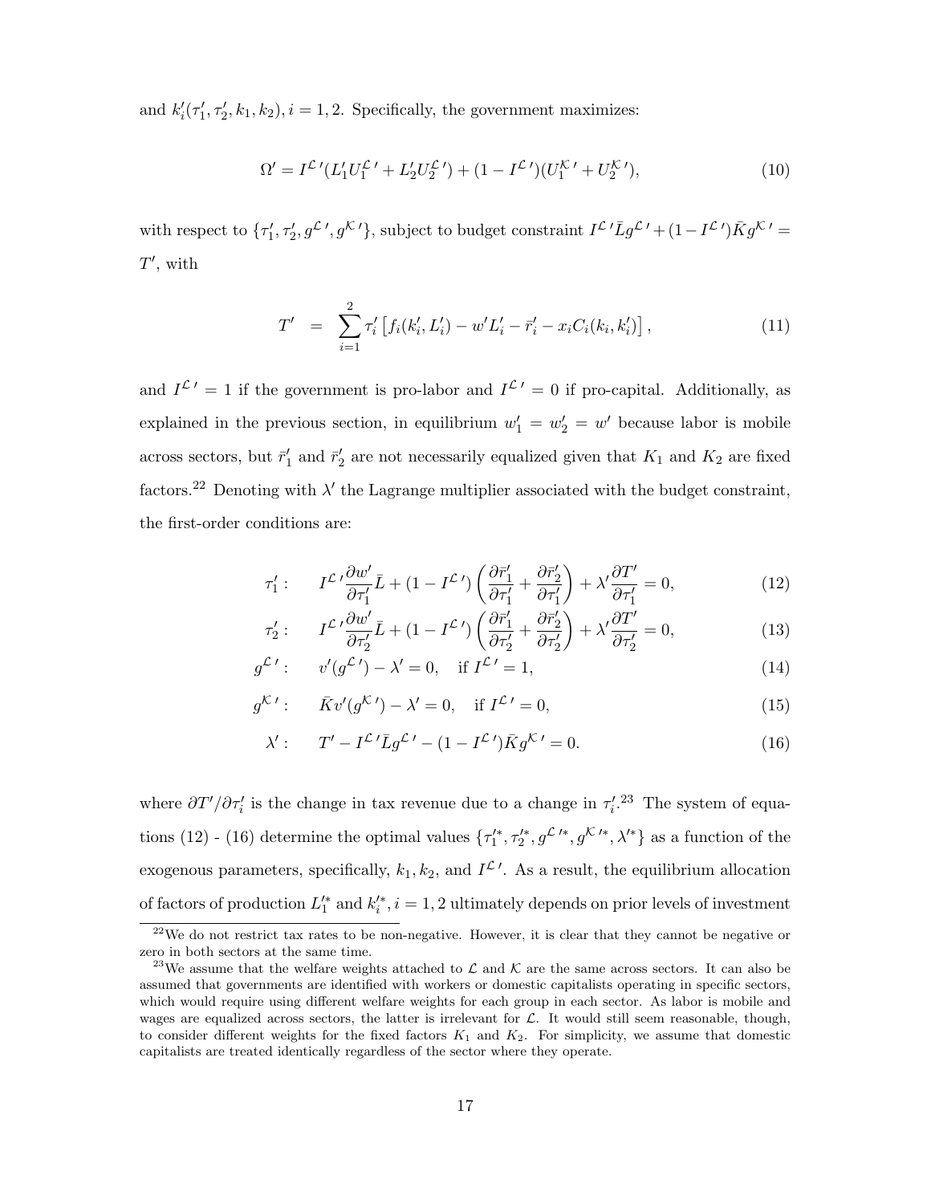and $k_i'(\tau_1', \tau_2', k_1, k_2), i = 1, 2$. Specifically, the government maximizes:

$$\Omega' = I^{\mathcal{L}\,\prime}(L_1' U_1^{\mathcal{L}\,\prime} + L_2' U_2^{\mathcal{L}\,\prime}) + (1 - I^{\mathcal{L}\,\prime})(U_1^{\mathcal{K}\,\prime} + U_2^{\mathcal{K}\,\prime}), \tag{10}$$

with respect to $\{\tau_1', \tau_2', g^{\mathcal{L}\,\prime}, g^{\mathcal{K}\,\prime}\}$, subject to budget constraint $I^{\mathcal{L}\,\prime}\bar{L}g^{\mathcal{L}\,\prime} + (1 - I^{\mathcal{L}\,\prime})\bar{K}g^{\mathcal{K}\,\prime} = T'$, with

$$T' = \sum_{i=1}^{2} \tau_i' \left[ f_i(k_i', L_i') - w' L_i' - \bar{r}_i' - x_i C_i(k_i, k_i') \right], \tag{11}$$

and $I^{\mathcal{L}\,\prime} = 1$ if the government is pro-labor and $I^{\mathcal{L}\,\prime} = 0$ if pro-capital. Additionally, as explained in the previous section, in equilibrium $w_1' = w_2' = w'$ because labor is mobile across sectors, but $\bar{r}_1'$ and $\bar{r}_2'$ are not necessarily equalized given that $K_1$ and $K_2$ are fixed factors.[22] Denoting with $\lambda'$ the Lagrange multiplier associated with the budget constraint, the first-order conditions are:

$$\tau_1' : \quad I^{\mathcal{L}\,\prime}\frac{\partial w'}{\partial \tau_1'}\bar{L} + (1 - I^{\mathcal{L}\,\prime})\left(\frac{\partial \bar{r}_1'}{\partial \tau_1'} + \frac{\partial \bar{r}_2'}{\partial \tau_1'}\right) + \lambda' \frac{\partial T'}{\partial \tau_1'} = 0, \tag{12}$$

$$\tau_2' : \quad I^{\mathcal{L}\,\prime}\frac{\partial w'}{\partial \tau_2'}\bar{L} + (1 - I^{\mathcal{L}\,\prime})\left(\frac{\partial \bar{r}_1'}{\partial \tau_2'} + \frac{\partial \bar{r}_2'}{\partial \tau_2'}\right) + \lambda' \frac{\partial T'}{\partial \tau_2'} = 0, \tag{13}$$

$$g^{\mathcal{L}\,\prime} : \quad v'(g^{\mathcal{L}\,\prime}) - \lambda' = 0, \quad \text{if } I^{\mathcal{L}\,\prime} = 1, \tag{14}$$

$$g^{\mathcal{K}\,\prime} : \quad \bar{K}v'(g^{\mathcal{K}\,\prime}) - \lambda' = 0, \quad \text{if } I^{\mathcal{L}\,\prime} = 0, \tag{15}$$

$$\lambda' : \quad T' - I^{\mathcal{L}\,\prime}\bar{L}g^{\mathcal{L}\,\prime} - (1 - I^{\mathcal{L}\,\prime})\bar{K}g^{\mathcal{K}\,\prime} = 0. \tag{16}$$

where $\partial T'/\partial \tau_i'$ is the change in tax revenue due to a change in $\tau_i'$.[23] The system of equations (12) - (16) determine the optimal values $\{\tau_1'^*, \tau_2'^*, g^{\mathcal{L}\,\prime *}, g^{\mathcal{K}\,\prime *}, \lambda'^*\}$ as a function of the exogenous parameters, specifically, $k_1, k_2$, and $I^{\mathcal{L}\,\prime}$. As a result, the equilibrium allocation of factors of production $L_1'^*$ and $k_i'^*, i = 1, 2$ ultimately depends on prior levels of investment

[22] We do not restrict tax rates to be non-negative. However, it is clear that they cannot be negative or zero in both sectors at the same time.

[23] We assume that the welfare weights attached to $\mathcal{L}$ and $\mathcal{K}$ are the same across sectors. It can also be assumed that governments are identified with workers or domestic capitalists operating in specific sectors, which would require using different welfare weights for each group in each sector. As labor is mobile and wages are equalized across sectors, the latter is irrelevant for $\mathcal{L}$. It would still seem reasonable, though, to consider different weights for the fixed factors $K_1$ and $K_2$. For simplicity, we assume that domestic capitalists are treated identically regardless of the sector where they operate.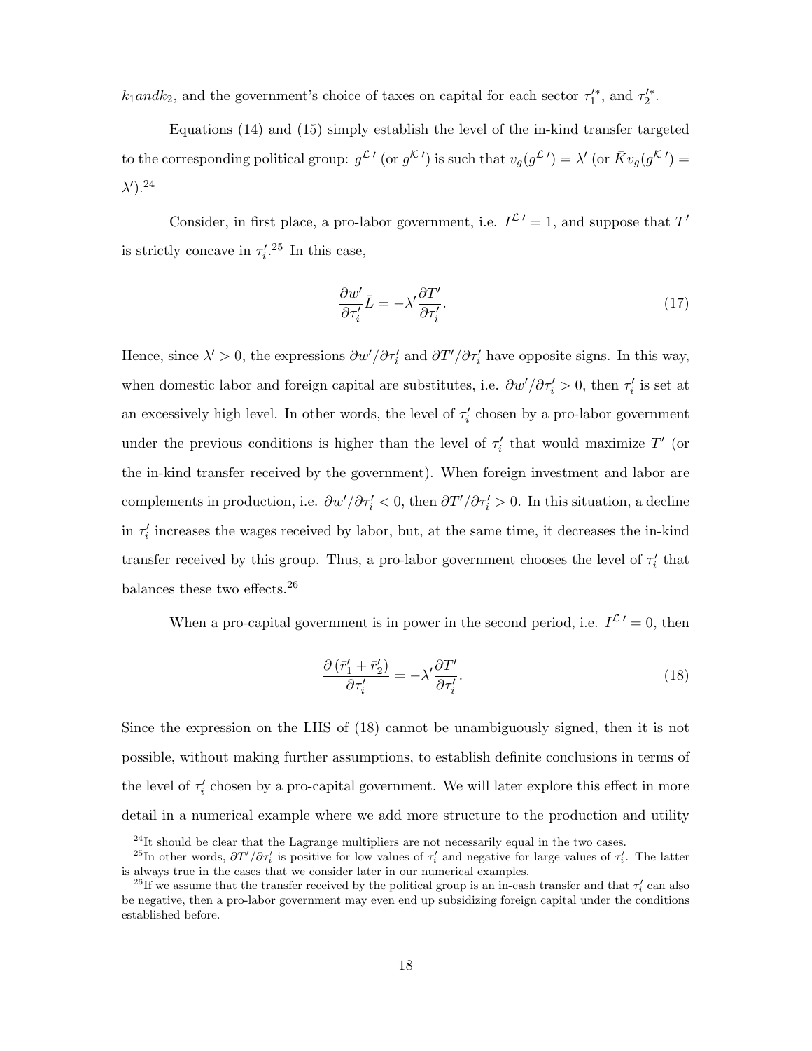$k_1 andk_2$, and the government's choice of taxes on capital for each sector $\tau_1'^*$, and $\tau_2'^*$.

Equations (14) and (15) simply establish the level of the in-kind transfer targeted to the corresponding political group: $g^{\mathcal{L}\,\prime}$ (or $g^{\mathcal{K}\,\prime}$) is such that $v_g(g^{\mathcal{L}\,\prime}) = \lambda'$ (or $\bar{K}v_g(g^{\mathcal{K}\,\prime}) = \lambda'$).[24]

Consider, in first place, a pro-labor government, i.e. $I^{\mathcal{L}\,\prime} = 1$, and suppose that $T'$ is strictly concave in $\tau_i'$.[25] In this case,

$$\frac{\partial w'}{\partial \tau_i'}\bar{L} = -\lambda' \frac{\partial T'}{\partial \tau_i'}. \tag{17}$$

Hence, since $\lambda' > 0$, the expressions $\partial w'/\partial \tau_i'$ and $\partial T'/\partial \tau_i'$ have opposite signs. In this way, when domestic labor and foreign capital are substitutes, i.e. $\partial w'/\partial \tau_i' > 0$, then $\tau_i'$ is set at an excessively high level. In other words, the level of $\tau_i'$ chosen by a pro-labor government under the previous conditions is higher than the level of $\tau_i'$ that would maximize $T'$ (or the in-kind transfer received by the government). When foreign investment and labor are complements in production, i.e. $\partial w'/\partial \tau_i' < 0$, then $\partial T'/\partial \tau_i' > 0$. In this situation, a decline in $\tau_i'$ increases the wages received by labor, but, at the same time, it decreases the in-kind transfer received by this group. Thus, a pro-labor government chooses the level of $\tau_i'$ that balances these two effects.[26]

When a pro-capital government is in power in the second period, i.e. $I^{\mathcal{L}\,\prime} = 0$, then

$$\frac{\partial \left(\bar{r}_1' + \bar{r}_2'\right)}{\partial \tau_i'} = -\lambda' \frac{\partial T'}{\partial \tau_i'}. \tag{18}$$

Since the expression on the LHS of (18) cannot be unambiguously signed, then it is not possible, without making further assumptions, to establish definite conclusions in terms of the level of $\tau_i'$ chosen by a pro-capital government. We will later explore this effect in more detail in a numerical example where we add more structure to the production and utility

---

[24] It should be clear that the Lagrange multipliers are not necessarily equal in the two cases.

[25] In other words, $\partial T'/\partial \tau_i'$ is positive for low values of $\tau_i'$ and negative for large values of $\tau_i'$. The latter is always true in the cases that we consider later in our numerical examples.

[26] If we assume that the transfer received by the political group is an in-cash transfer and that $\tau_i'$ can also be negative, then a pro-labor government may even end up subsidizing foreign capital under the conditions established before.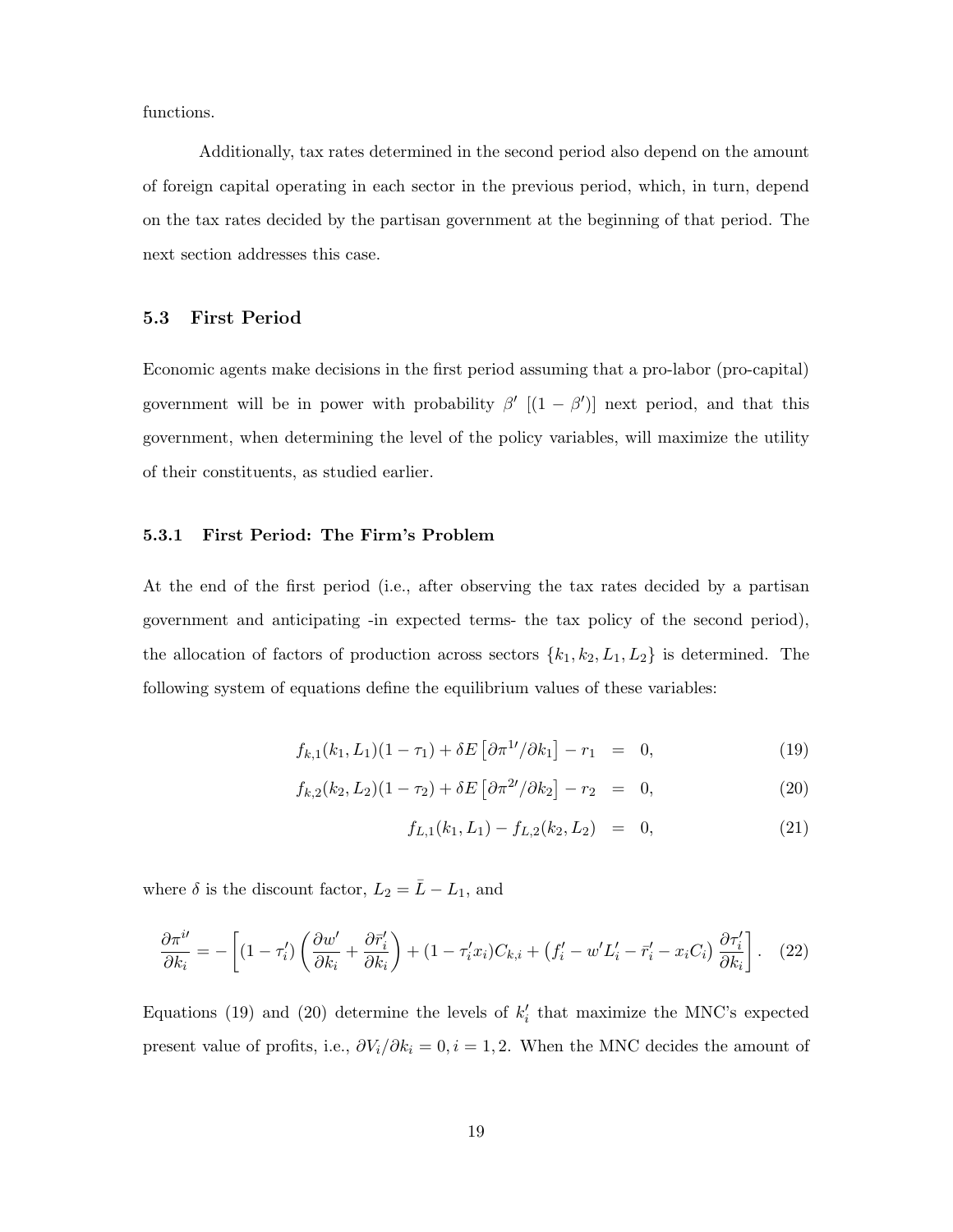functions.

Additionally, tax rates determined in the second period also depend on the amount of foreign capital operating in each sector in the previous period, which, in turn, depend on the tax rates decided by the partisan government at the beginning of that period. The next section addresses this case.

### 5.3 First Period

Economic agents make decisions in the first period assuming that a pro-labor (pro-capital) government will be in power with probability $\beta'$ $[(1-\beta')]$ next period, and that this government, when determining the level of the policy variables, will maximize the utility of their constituents, as studied earlier.

#### 5.3.1 First Period: The Firm's Problem

At the end of the first period (i.e., after observing the tax rates decided by a partisan government and anticipating -in expected terms- the tax policy of the second period), the allocation of factors of production across sectors $\{k_1, k_2, L_1, L_2\}$ is determined. The following system of equations define the equilibrium values of these variables:

$$f_{k,1}(k_1, L_1)(1-\tau_1) + \delta E\left[\partial \pi^{1\prime}/\partial k_1\right] - r_1 \;=\; 0, \tag{19}$$

$$f_{k,2}(k_2, L_2)(1-\tau_2) + \delta E\left[\partial \pi^{2\prime}/\partial k_2\right] - r_2 \;=\; 0, \tag{20}$$

$$f_{L,1}(k_1, L_1) - f_{L,2}(k_2, L_2) \;=\; 0, \tag{21}$$

where $\delta$ is the discount factor, $L_2 = \bar{L} - L_1$, and

$$\frac{\partial \pi^{i\prime}}{\partial k_i} = -\left[(1-\tau_i')\left(\frac{\partial w'}{\partial k_i} + \frac{\partial \bar{r}_i'}{\partial k_i}\right) + (1-\tau_i' x_i)C_{k,i} + \left(f_i' - w'L_i' - \bar{r}_i' - x_i C_i\right)\frac{\partial \tau_i'}{\partial k_i}\right]. \tag{22}$$

Equations (19) and (20) determine the levels of $k_i'$ that maximize the MNC's expected present value of profits, i.e., $\partial V_i/\partial k_i = 0, i = 1, 2$. When the MNC decides the amount of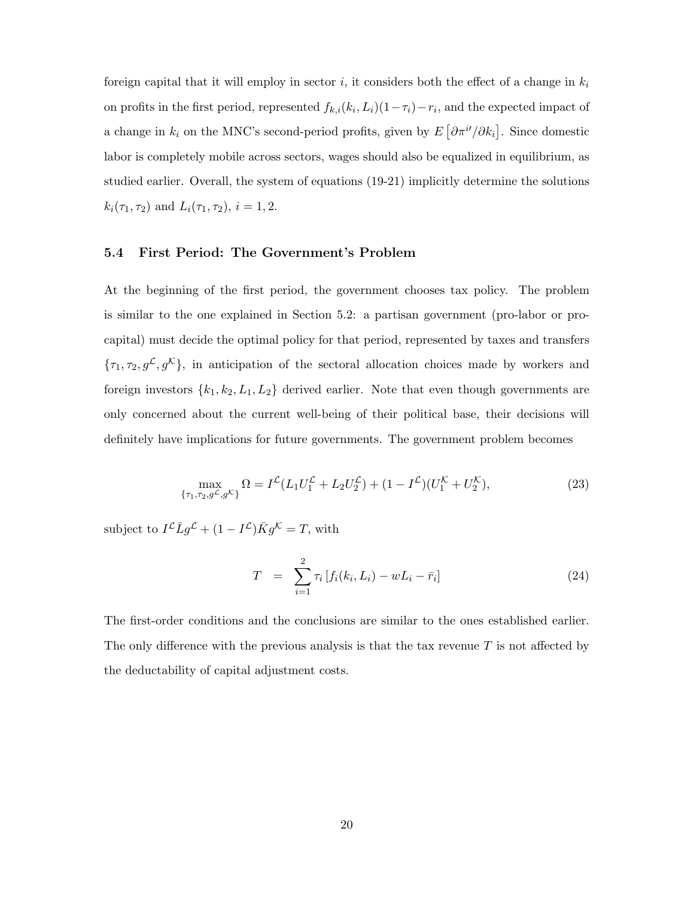foreign capital that it will employ in sector $i$, it considers both the effect of a change in $k_i$ on profits in the first period, represented $f_{k,i}(k_i, L_i)(1-\tau_i) - r_i$, and the expected impact of a change in $k_i$ on the MNC's second-period profits, given by $E\left[\partial \pi^{i\prime}/\partial k_i\right]$. Since domestic labor is completely mobile across sectors, wages should also be equalized in equilibrium, as studied earlier. Overall, the system of equations (19-21) implicitly determine the solutions $k_i(\tau_1, \tau_2)$ and $L_i(\tau_1, \tau_2)$, $i = 1, 2$.

### 5.4 First Period: The Government's Problem

At the beginning of the first period, the government chooses tax policy. The problem is similar to the one explained in Section 5.2: a partisan government (pro-labor or pro-capital) must decide the optimal policy for that period, represented by taxes and transfers $\{\tau_1, \tau_2, g^{\mathcal{L}}, g^{\mathcal{K}}\}$, in anticipation of the sectoral allocation choices made by workers and foreign investors $\{k_1, k_2, L_1, L_2\}$ derived earlier. Note that even though governments are only concerned about the current well-being of their political base, their decisions will definitely have implications for future governments. The government problem becomes

$$\max_{\{\tau_1, \tau_2, g^{\mathcal{L}}, g^{\mathcal{K}}\}} \Omega = I^{\mathcal{L}}(L_1 U_1^{\mathcal{L}} + L_2 U_2^{\mathcal{L}}) + (1 - I^{\mathcal{L}})(U_1^{\mathcal{K}} + U_2^{\mathcal{K}}), \tag{23}$$

subject to $I^{\mathcal{L}} \bar{L} g^{\mathcal{L}} + (1 - I^{\mathcal{L}}) \bar{K} g^{\mathcal{K}} = T$, with

$$T \;\; = \;\; \sum_{i=1}^{2} \tau_i \left[ f_i(k_i, L_i) - wL_i - \bar{r}_i \right] \tag{24}$$

The first-order conditions and the conclusions are similar to the ones established earlier. The only difference with the previous analysis is that the tax revenue $T$ is not affected by the deductability of capital adjustment costs.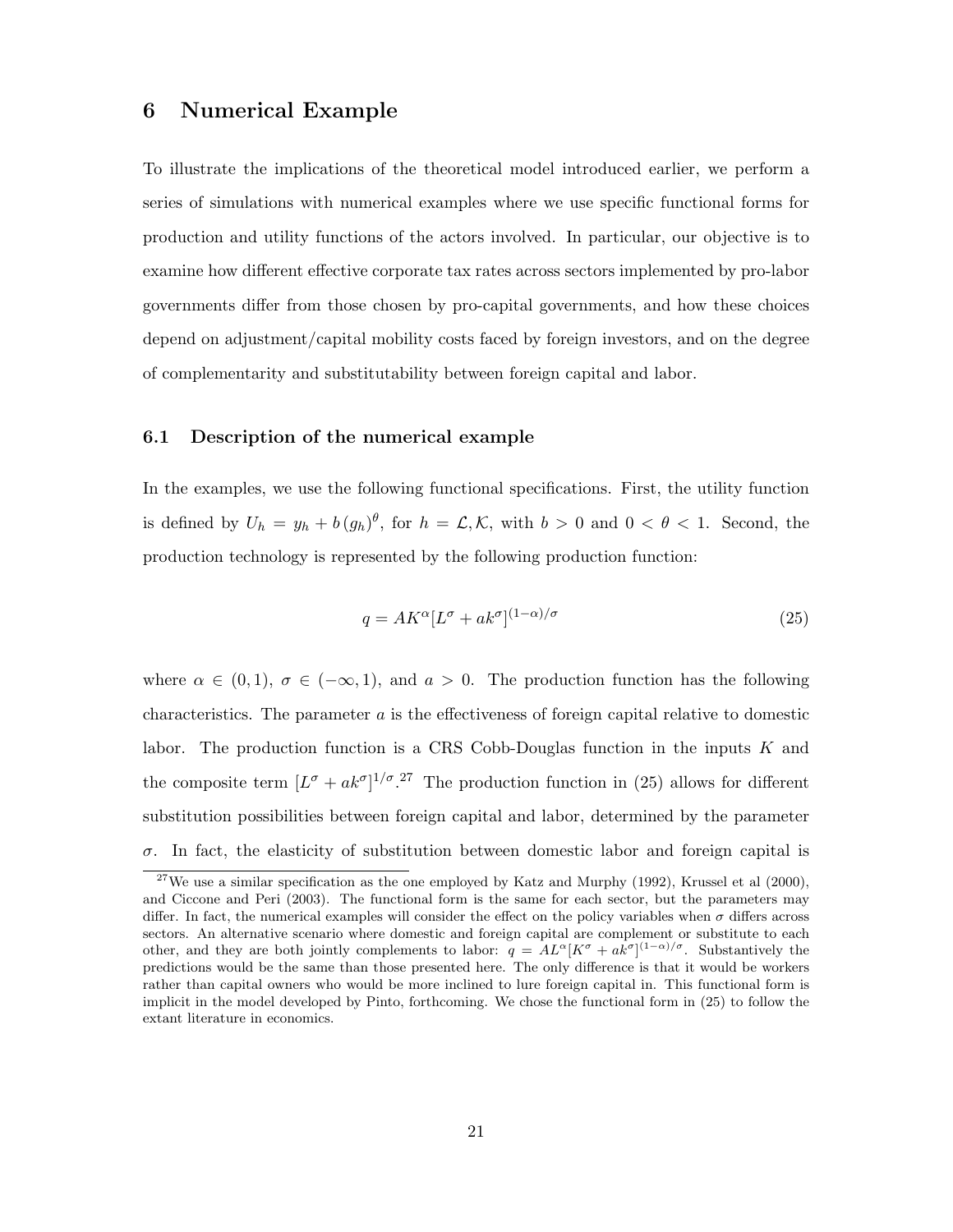# 6 Numerical Example

To illustrate the implications of the theoretical model introduced earlier, we perform a series of simulations with numerical examples where we use specific functional forms for production and utility functions of the actors involved. In particular, our objective is to examine how different effective corporate tax rates across sectors implemented by pro-labor governments differ from those chosen by pro-capital governments, and how these choices depend on adjustment/capital mobility costs faced by foreign investors, and on the degree of complementarity and substitutability between foreign capital and labor.

## 6.1 Description of the numerical example

In the examples, we use the following functional specifications. First, the utility function is defined by $U_h = y_h + b\,(g_h)^{\theta}$, for $h = \mathcal{L}, \mathcal{K}$, with $b > 0$ and $0 < \theta < 1$. Second, the production technology is represented by the following production function:

$$q = AK^{\alpha}[L^{\sigma} + ak^{\sigma}]^{(1-\alpha)/\sigma} \tag{25}$$

where $\alpha \in (0, 1)$, $\sigma \in (-\infty, 1)$, and $a > 0$. The production function has the following characteristics. The parameter $a$ is the effectiveness of foreign capital relative to domestic labor. The production function is a CRS Cobb-Douglas function in the inputs $K$ and the composite term $[L^{\sigma} + ak^{\sigma}]^{1/\sigma}$.[27] The production function in (25) allows for different substitution possibilities between foreign capital and labor, determined by the parameter $\sigma$. In fact, the elasticity of substitution between domestic labor and foreign capital is

[27] We use a similar specification as the one employed by Katz and Murphy (1992), Krussel et al (2000), and Ciccone and Peri (2003). The functional form is the same for each sector, but the parameters may differ. In fact, the numerical examples will consider the effect on the policy variables when $\sigma$ differs across sectors. An alternative scenario where domestic and foreign capital are complement or substitute to each other, and they are both jointly complements to labor: $q = AL^{\alpha}[K^{\sigma} + ak^{\sigma}]^{(1-\alpha)/\sigma}$. Substantively the predictions would be the same than those presented here. The only difference is that it would be workers rather than capital owners who would be more inclined to lure foreign capital in. This functional form is implicit in the model developed by Pinto, forthcoming. We chose the functional form in (25) to follow the extant literature in economics.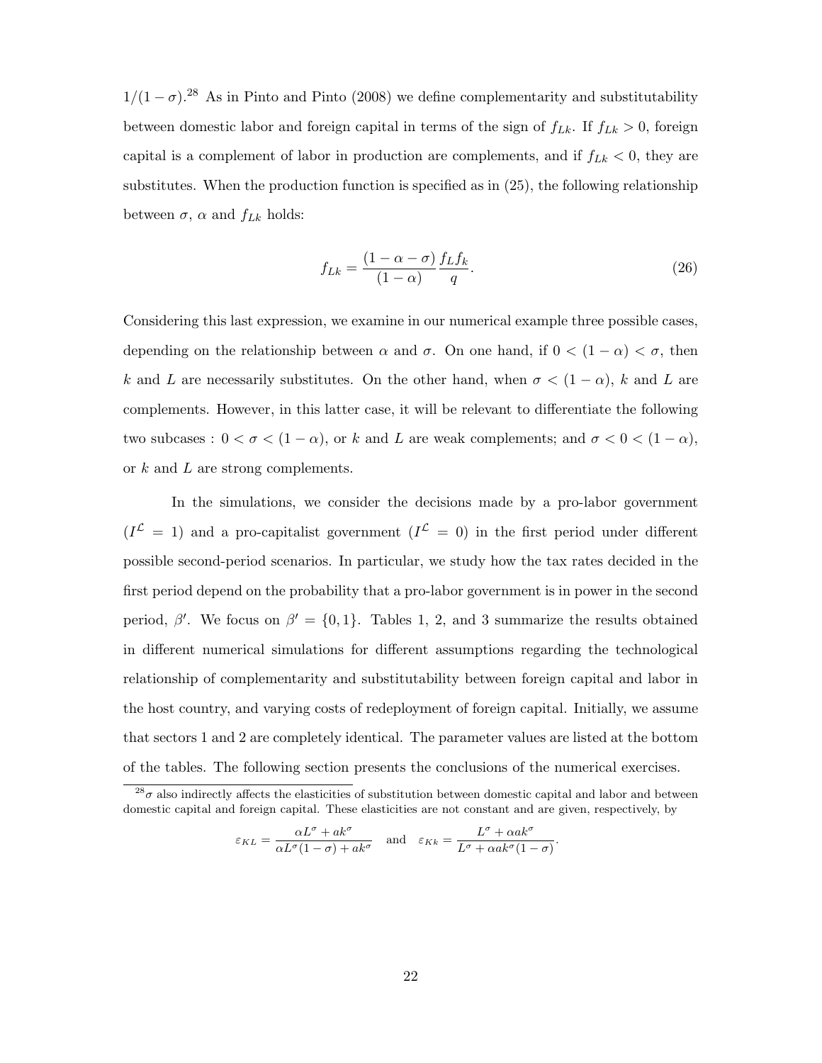$1/(1-\sigma)$.[28] As in Pinto and Pinto (2008) we define complementarity and substitutability between domestic labor and foreign capital in terms of the sign of $f_{Lk}$. If $f_{Lk} > 0$, foreign capital is a complement of labor in production are complements, and if $f_{Lk} < 0$, they are substitutes. When the production function is specified as in (25), the following relationship between $\sigma$, $\alpha$ and $f_{Lk}$ holds:

$$f_{Lk} = \frac{(1-\alpha-\sigma)}{(1-\alpha)} \frac{f_L f_k}{q}. \tag{26}$$

Considering this last expression, we examine in our numerical example three possible cases, depending on the relationship between $\alpha$ and $\sigma$. On one hand, if $0 < (1-\alpha) < \sigma$, then $k$ and $L$ are necessarily substitutes. On the other hand, when $\sigma < (1-\alpha)$, $k$ and $L$ are complements. However, in this latter case, it will be relevant to differentiate the following two subcases : $0 < \sigma < (1-\alpha)$, or $k$ and $L$ are weak complements; and $\sigma < 0 < (1-\alpha)$, or $k$ and $L$ are strong complements.

In the simulations, we consider the decisions made by a pro-labor government ($I^{\mathcal{L}} = 1$) and a pro-capitalist government ($I^{\mathcal{L}} = 0$) in the first period under different possible second-period scenarios. In particular, we study how the tax rates decided in the first period depend on the probability that a pro-labor government is in power in the second period, $\beta'$. We focus on $\beta' = \{0, 1\}$. Tables 1, 2, and 3 summarize the results obtained in different numerical simulations for different assumptions regarding the technological relationship of complementarity and substitutability between foreign capital and labor in the host country, and varying costs of redeployment of foreign capital. Initially, we assume that sectors 1 and 2 are completely identical. The parameter values are listed at the bottom of the tables. The following section presents the conclusions of the numerical exercises.

[28] $\sigma$ also indirectly affects the elasticities of substitution between domestic capital and labor and between domestic capital and foreign capital. These elasticities are not constant and are given, respectively, by

$$\varepsilon_{KL} = \frac{\alpha L^\sigma + a k^\sigma}{\alpha L^\sigma (1-\sigma) + a k^\sigma} \quad \text{and} \quad \varepsilon_{Kk} = \frac{L^\sigma + \alpha a k^\sigma}{L^\sigma + \alpha a k^\sigma (1-\sigma)}.$$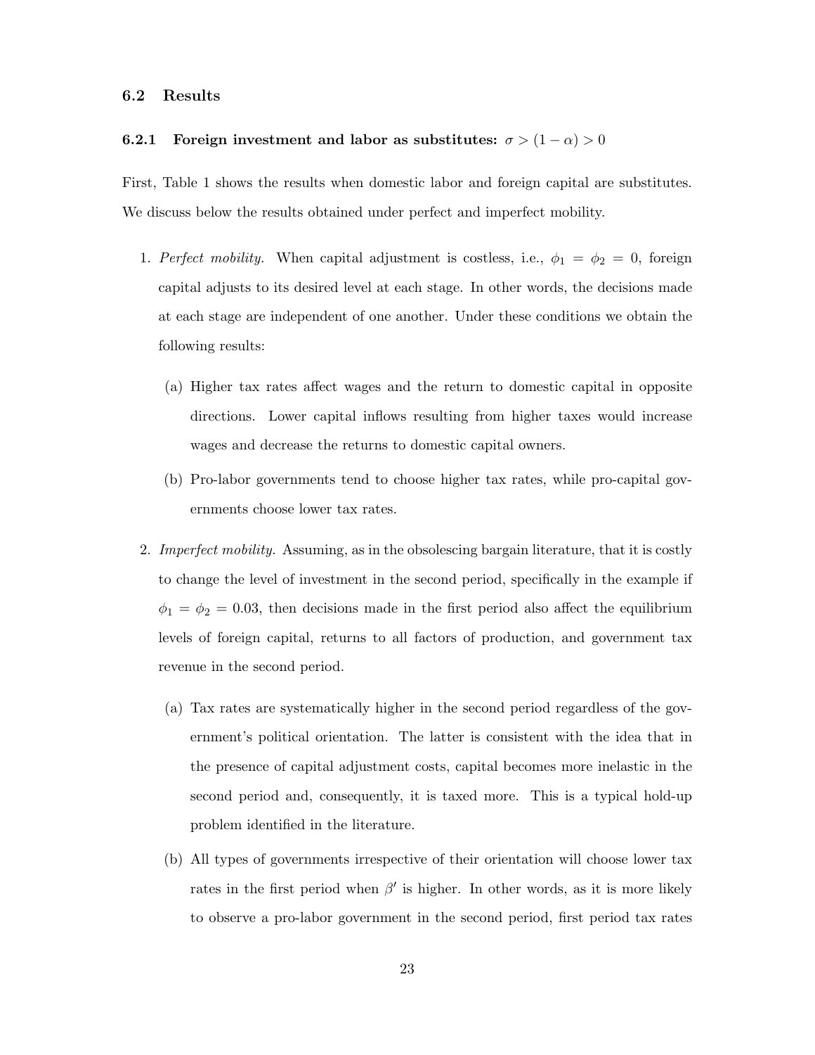### 6.2 Results

#### 6.2.1 Foreign investment and labor as substitutes: $\sigma > (1 - \alpha) > 0$

First, Table 1 shows the results when domestic labor and foreign capital are substitutes. We discuss below the results obtained under perfect and imperfect mobility.

1. *Perfect mobility.* When capital adjustment is costless, i.e., $\phi_1 = \phi_2 = 0$, foreign capital adjusts to its desired level at each stage. In other words, the decisions made at each stage are independent of one another. Under these conditions we obtain the following results:

   (a) Higher tax rates affect wages and the return to domestic capital in opposite directions. Lower capital inflows resulting from higher taxes would increase wages and decrease the returns to domestic capital owners.

   (b) Pro-labor governments tend to choose higher tax rates, while pro-capital governments choose lower tax rates.

2. *Imperfect mobility.* Assuming, as in the obsolescing bargain literature, that it is costly to change the level of investment in the second period, specifically in the example if $\phi_1 = \phi_2 = 0.03$, then decisions made in the first period also affect the equilibrium levels of foreign capital, returns to all factors of production, and government tax revenue in the second period.

   (a) Tax rates are systematically higher in the second period regardless of the government's political orientation. The latter is consistent with the idea that in the presence of capital adjustment costs, capital becomes more inelastic in the second period and, consequently, it is taxed more. This is a typical hold-up problem identified in the literature.

   (b) All types of governments irrespective of their orientation will choose lower tax rates in the first period when $\beta'$ is higher. In other words, as it is more likely to observe a pro-labor government in the second period, first period tax rates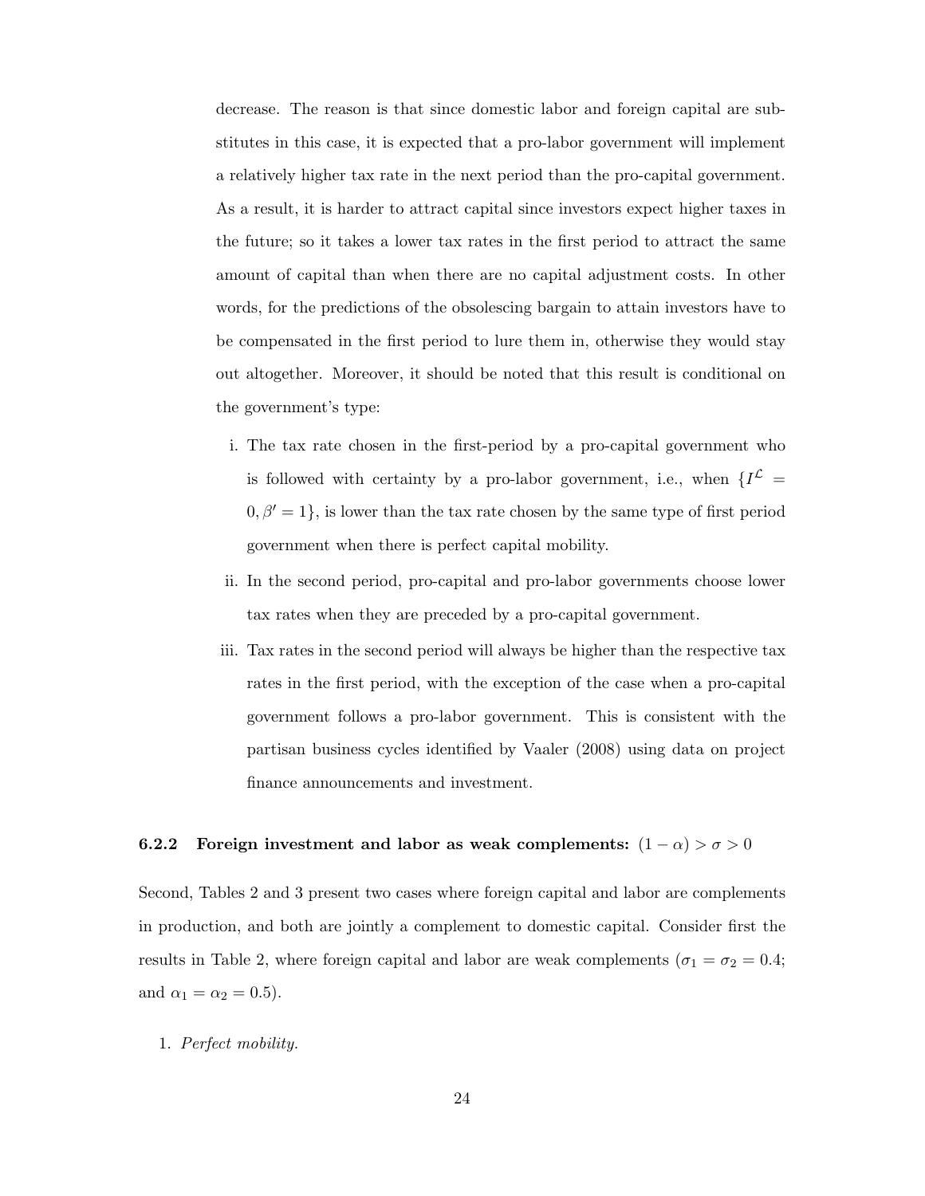decrease. The reason is that since domestic labor and foreign capital are substitutes in this case, it is expected that a pro-labor government will implement a relatively higher tax rate in the next period than the pro-capital government. As a result, it is harder to attract capital since investors expect higher taxes in the future; so it takes a lower tax rates in the first period to attract the same amount of capital than when there are no capital adjustment costs. In other words, for the predictions of the obsolescing bargain to attain investors have to be compensated in the first period to lure them in, otherwise they would stay out altogether. Moreover, it should be noted that this result is conditional on the government's type:

i. The tax rate chosen in the first-period by a pro-capital government who is followed with certainty by a pro-labor government, i.e., when $\{I^{\mathcal{L}} = 0, \beta' = 1\}$, is lower than the tax rate chosen by the same type of first period government when there is perfect capital mobility.

ii. In the second period, pro-capital and pro-labor governments choose lower tax rates when they are preceded by a pro-capital government.

iii. Tax rates in the second period will always be higher than the respective tax rates in the first period, with the exception of the case when a pro-capital government follows a pro-labor government. This is consistent with the partisan business cycles identified by Vaaler (2008) using data on project finance announcements and investment.

### 6.2.2 Foreign investment and labor as weak complements: $(1 - \alpha) > \sigma > 0$

Second, Tables 2 and 3 present two cases where foreign capital and labor are complements in production, and both are jointly a complement to domestic capital. Consider first the results in Table 2, where foreign capital and labor are weak complements ($\sigma_1 = \sigma_2 = 0.4$; and $\alpha_1 = \alpha_2 = 0.5$).

1. *Perfect mobility.*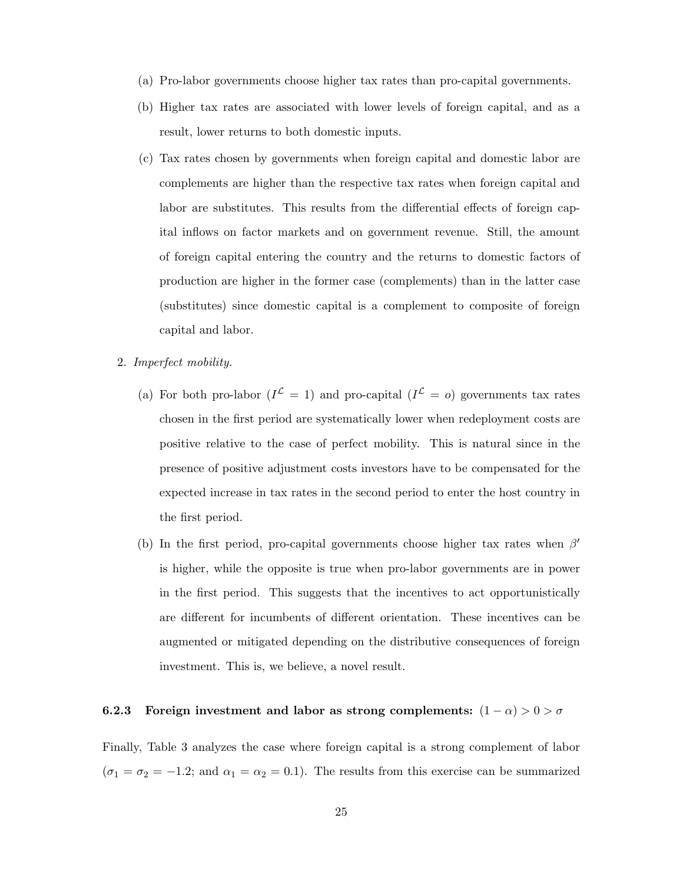(a) Pro-labor governments choose higher tax rates than pro-capital governments.

(b) Higher tax rates are associated with lower levels of foreign capital, and as a result, lower returns to both domestic inputs.

(c) Tax rates chosen by governments when foreign capital and domestic labor are complements are higher than the respective tax rates when foreign capital and labor are substitutes. This results from the differential effects of foreign capital inflows on factor markets and on government revenue. Still, the amount of foreign capital entering the country and the returns to domestic factors of production are higher in the former case (complements) than in the latter case (substitutes) since domestic capital is a complement to composite of foreign capital and labor.

2. *Imperfect mobility.*

(a) For both pro-labor ($I^{\mathcal{L}} = 1$) and pro-capital ($I^{\mathcal{L}} = o$) governments tax rates chosen in the first period are systematically lower when redeployment costs are positive relative to the case of perfect mobility. This is natural since in the presence of positive adjustment costs investors have to be compensated for the expected increase in tax rates in the second period to enter the host country in the first period.

(b) In the first period, pro-capital governments choose higher tax rates when $\beta'$ is higher, while the opposite is true when pro-labor governments are in power in the first period. This suggests that the incentives to act opportunistically are different for incumbents of different orientation. These incentives can be augmented or mitigated depending on the distributive consequences of foreign investment. This is, we believe, a novel result.

### 6.2.3 Foreign investment and labor as strong complements: $(1 - \alpha) > 0 > \sigma$

Finally, Table 3 analyzes the case where foreign capital is a strong complement of labor ($\sigma_1 = \sigma_2 = -1.2$; and $\alpha_1 = \alpha_2 = 0.1$). The results from this exercise can be summarized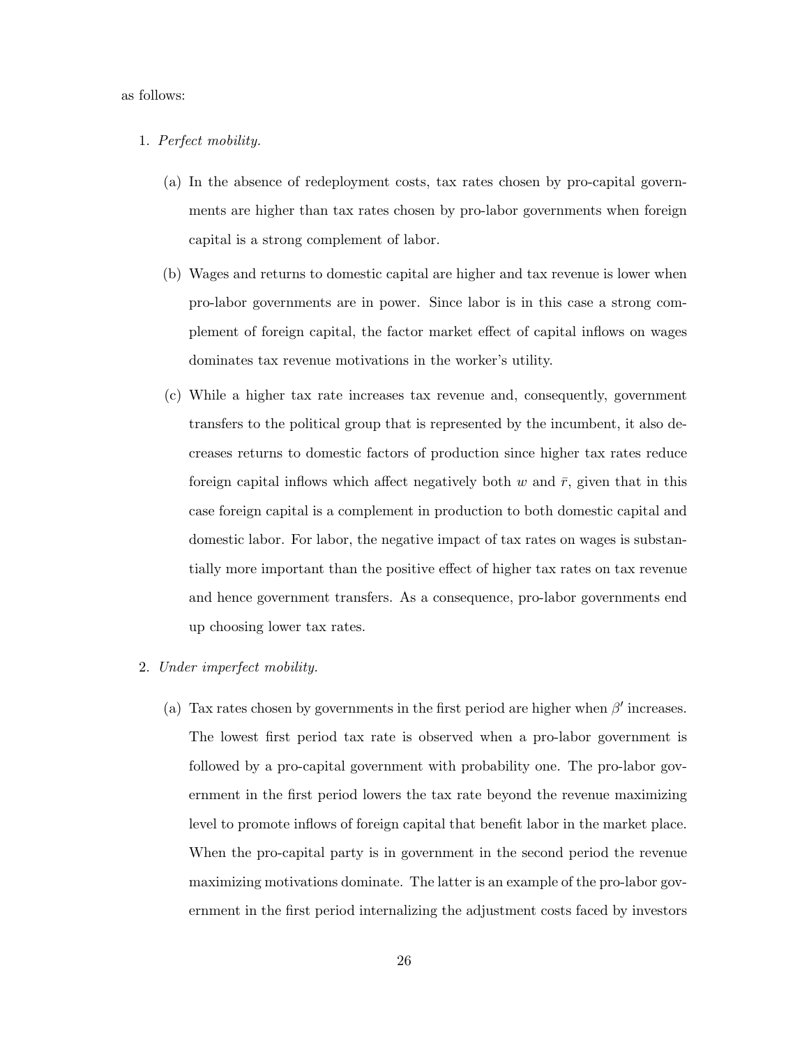as follows:

1. *Perfect mobility.*

    (a) In the absence of redeployment costs, tax rates chosen by pro-capital governments are higher than tax rates chosen by pro-labor governments when foreign capital is a strong complement of labor.

    (b) Wages and returns to domestic capital are higher and tax revenue is lower when pro-labor governments are in power. Since labor is in this case a strong complement of foreign capital, the factor market effect of capital inflows on wages dominates tax revenue motivations in the worker's utility.

    (c) While a higher tax rate increases tax revenue and, consequently, government transfers to the political group that is represented by the incumbent, it also decreases returns to domestic factors of production since higher tax rates reduce foreign capital inflows which affect negatively both $w$ and $\bar{r}$, given that in this case foreign capital is a complement in production to both domestic capital and domestic labor. For labor, the negative impact of tax rates on wages is substantially more important than the positive effect of higher tax rates on tax revenue and hence government transfers. As a consequence, pro-labor governments end up choosing lower tax rates.

2. *Under imperfect mobility.*

    (a) Tax rates chosen by governments in the first period are higher when $\beta'$ increases. The lowest first period tax rate is observed when a pro-labor government is followed by a pro-capital government with probability one. The pro-labor government in the first period lowers the tax rate beyond the revenue maximizing level to promote inflows of foreign capital that benefit labor in the market place. When the pro-capital party is in government in the second period the revenue maximizing motivations dominate. The latter is an example of the pro-labor government in the first period internalizing the adjustment costs faced by investors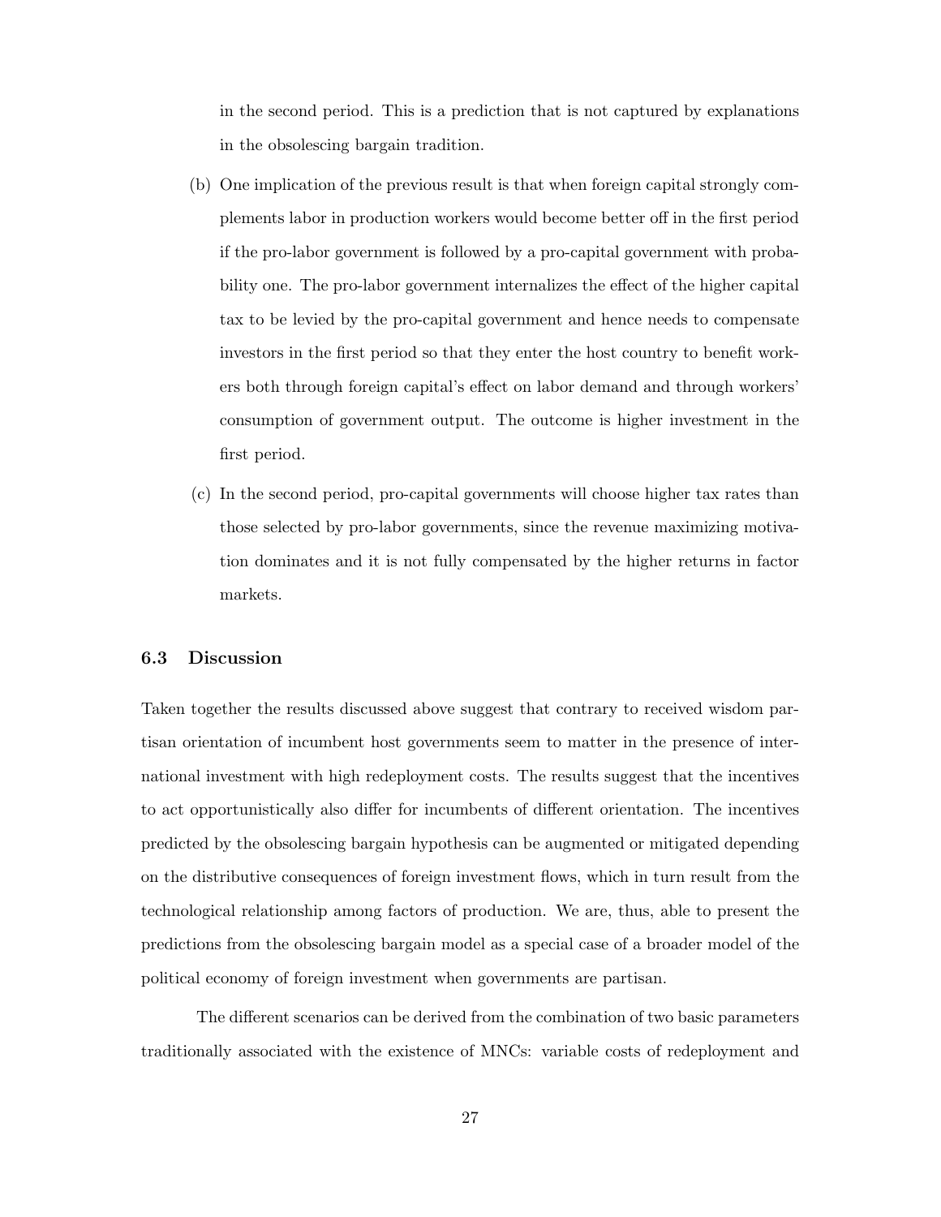in the second period. This is a prediction that is not captured by explanations in the obsolescing bargain tradition.

(b) One implication of the previous result is that when foreign capital strongly complements labor in production workers would become better off in the first period if the pro-labor government is followed by a pro-capital government with probability one. The pro-labor government internalizes the effect of the higher capital tax to be levied by the pro-capital government and hence needs to compensate investors in the first period so that they enter the host country to benefit workers both through foreign capital's effect on labor demand and through workers' consumption of government output. The outcome is higher investment in the first period.

(c) In the second period, pro-capital governments will choose higher tax rates than those selected by pro-labor governments, since the revenue maximizing motivation dominates and it is not fully compensated by the higher returns in factor markets.

### 6.3 Discussion

Taken together the results discussed above suggest that contrary to received wisdom partisan orientation of incumbent host governments seem to matter in the presence of international investment with high redeployment costs. The results suggest that the incentives to act opportunistically also differ for incumbents of different orientation. The incentives predicted by the obsolescing bargain hypothesis can be augmented or mitigated depending on the distributive consequences of foreign investment flows, which in turn result from the technological relationship among factors of production. We are, thus, able to present the predictions from the obsolescing bargain model as a special case of a broader model of the political economy of foreign investment when governments are partisan.

The different scenarios can be derived from the combination of two basic parameters traditionally associated with the existence of MNCs: variable costs of redeployment and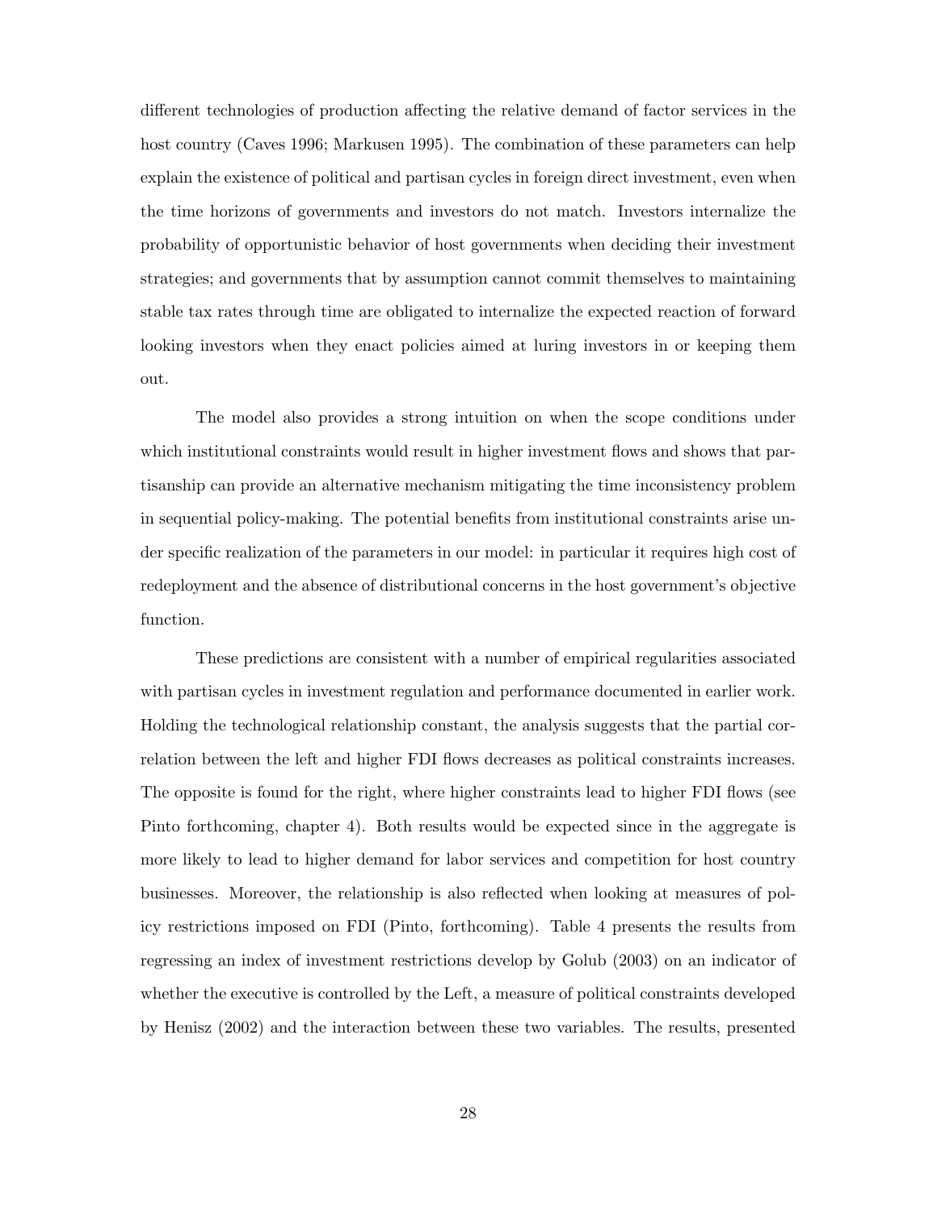different technologies of production affecting the relative demand of factor services in the host country (Caves 1996; Markusen 1995). The combination of these parameters can help explain the existence of political and partisan cycles in foreign direct investment, even when the time horizons of governments and investors do not match. Investors internalize the probability of opportunistic behavior of host governments when deciding their investment strategies; and governments that by assumption cannot commit themselves to maintaining stable tax rates through time are obligated to internalize the expected reaction of forward looking investors when they enact policies aimed at luring investors in or keeping them out.

The model also provides a strong intuition on when the scope conditions under which institutional constraints would result in higher investment flows and shows that partisanship can provide an alternative mechanism mitigating the time inconsistency problem in sequential policy-making. The potential benefits from institutional constraints arise under specific realization of the parameters in our model: in particular it requires high cost of redeployment and the absence of distributional concerns in the host government's objective function.

These predictions are consistent with a number of empirical regularities associated with partisan cycles in investment regulation and performance documented in earlier work. Holding the technological relationship constant, the analysis suggests that the partial correlation between the left and higher FDI flows decreases as political constraints increases. The opposite is found for the right, where higher constraints lead to higher FDI flows (see Pinto forthcoming, chapter 4). Both results would be expected since in the aggregate is more likely to lead to higher demand for labor services and competition for host country businesses. Moreover, the relationship is also reflected when looking at measures of policy restrictions imposed on FDI (Pinto, forthcoming). Table 4 presents the results from regressing an index of investment restrictions develop by Golub (2003) on an indicator of whether the executive is controlled by the Left, a measure of political constraints developed by Henisz (2002) and the interaction between these two variables. The results, presented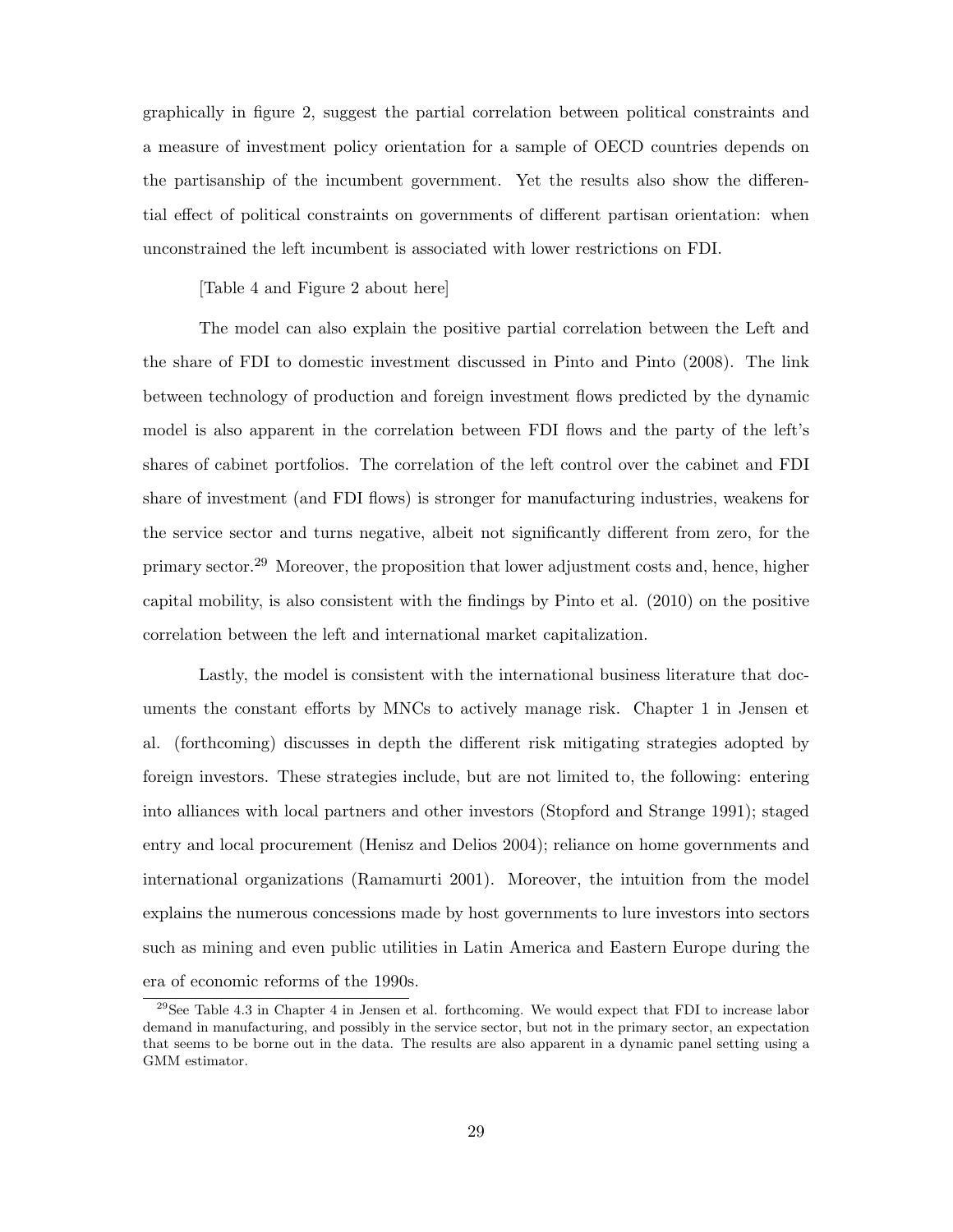graphically in figure 2, suggest the partial correlation between political constraints and a measure of investment policy orientation for a sample of OECD countries depends on the partisanship of the incumbent government. Yet the results also show the differential effect of political constraints on governments of different partisan orientation: when unconstrained the left incumbent is associated with lower restrictions on FDI.

[Table 4 and Figure 2 about here]

The model can also explain the positive partial correlation between the Left and the share of FDI to domestic investment discussed in Pinto and Pinto (2008). The link between technology of production and foreign investment flows predicted by the dynamic model is also apparent in the correlation between FDI flows and the party of the left's shares of cabinet portfolios. The correlation of the left control over the cabinet and FDI share of investment (and FDI flows) is stronger for manufacturing industries, weakens for the service sector and turns negative, albeit not significantly different from zero, for the primary sector.[29] Moreover, the proposition that lower adjustment costs and, hence, higher capital mobility, is also consistent with the findings by Pinto et al. (2010) on the positive correlation between the left and international market capitalization.

Lastly, the model is consistent with the international business literature that documents the constant efforts by MNCs to actively manage risk. Chapter 1 in Jensen et al. (forthcoming) discusses in depth the different risk mitigating strategies adopted by foreign investors. These strategies include, but are not limited to, the following: entering into alliances with local partners and other investors (Stopford and Strange 1991); staged entry and local procurement (Henisz and Delios 2004); reliance on home governments and international organizations (Ramamurti 2001). Moreover, the intuition from the model explains the numerous concessions made by host governments to lure investors into sectors such as mining and even public utilities in Latin America and Eastern Europe during the era of economic reforms of the 1990s.

[29] See Table 4.3 in Chapter 4 in Jensen et al. forthcoming. We would expect that FDI to increase labor demand in manufacturing, and possibly in the service sector, but not in the primary sector, an expectation that seems to be borne out in the data. The results are also apparent in a dynamic panel setting using a GMM estimator.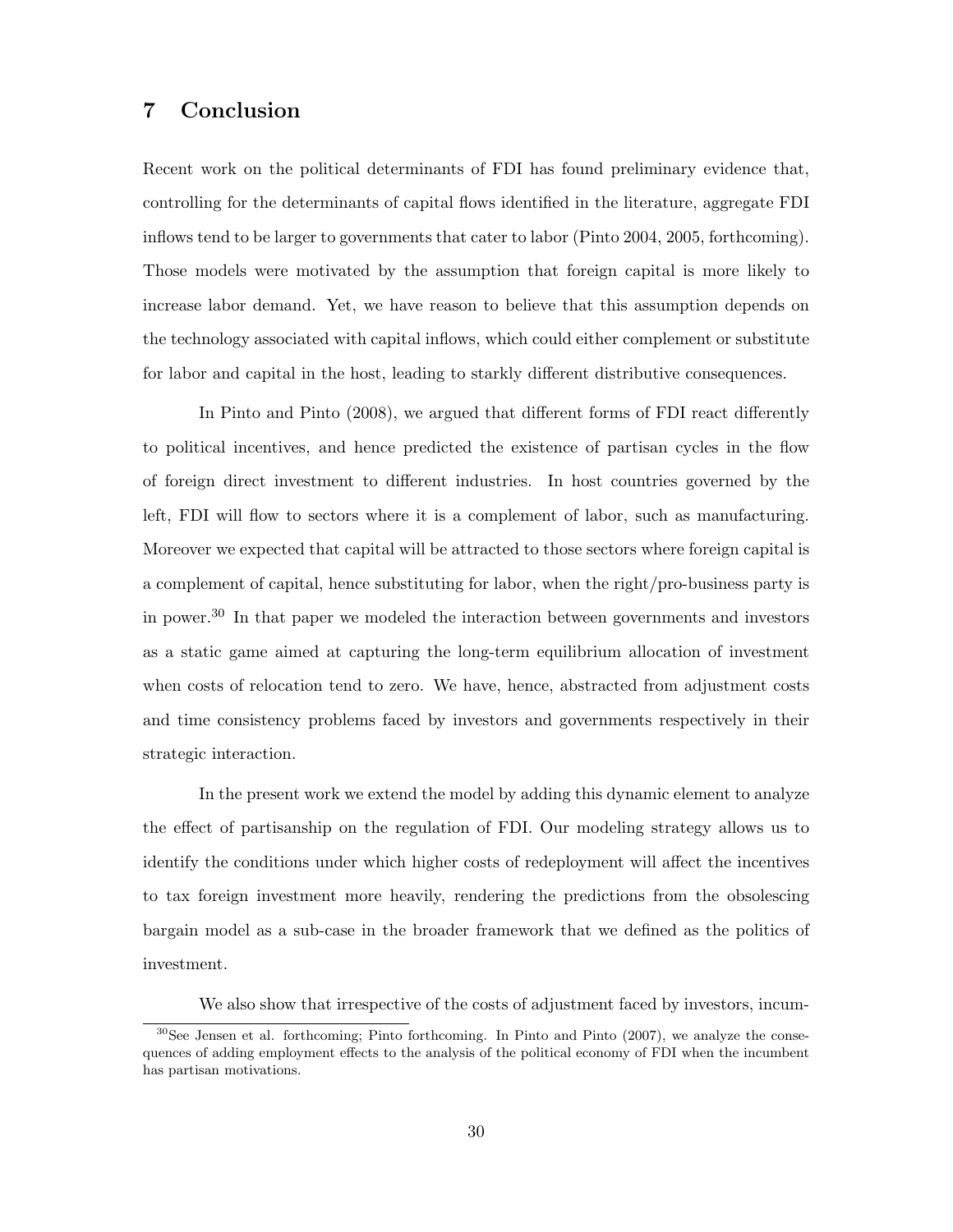## 7 Conclusion

Recent work on the political determinants of FDI has found preliminary evidence that, controlling for the determinants of capital flows identified in the literature, aggregate FDI inflows tend to be larger to governments that cater to labor (Pinto 2004, 2005, forthcoming). Those models were motivated by the assumption that foreign capital is more likely to increase labor demand. Yet, we have reason to believe that this assumption depends on the technology associated with capital inflows, which could either complement or substitute for labor and capital in the host, leading to starkly different distributive consequences.

In Pinto and Pinto (2008), we argued that different forms of FDI react differently to political incentives, and hence predicted the existence of partisan cycles in the flow of foreign direct investment to different industries. In host countries governed by the left, FDI will flow to sectors where it is a complement of labor, such as manufacturing. Moreover we expected that capital will be attracted to those sectors where foreign capital is a complement of capital, hence substituting for labor, when the right/pro-business party is in power.[30] In that paper we modeled the interaction between governments and investors as a static game aimed at capturing the long-term equilibrium allocation of investment when costs of relocation tend to zero. We have, hence, abstracted from adjustment costs and time consistency problems faced by investors and governments respectively in their strategic interaction.

In the present work we extend the model by adding this dynamic element to analyze the effect of partisanship on the regulation of FDI. Our modeling strategy allows us to identify the conditions under which higher costs of redeployment will affect the incentives to tax foreign investment more heavily, rendering the predictions from the obsolescing bargain model as a sub-case in the broader framework that we defined as the politics of investment.

We also show that irrespective of the costs of adjustment faced by investors, incum-

[30] See Jensen et al. forthcoming; Pinto forthcoming. In Pinto and Pinto (2007), we analyze the consequences of adding employment effects to the analysis of the political economy of FDI when the incumbent has partisan motivations.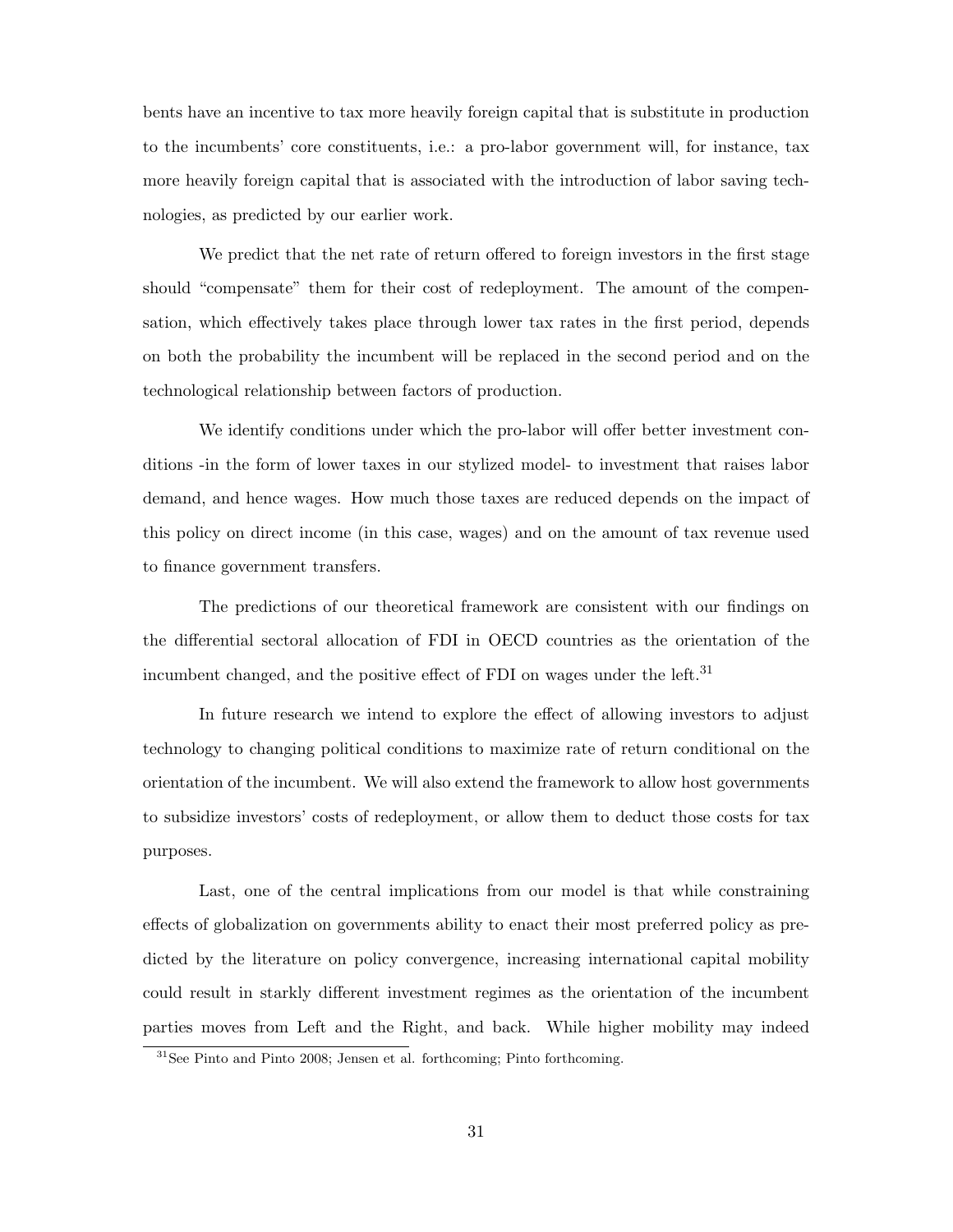bents have an incentive to tax more heavily foreign capital that is substitute in production to the incumbents' core constituents, i.e.: a pro-labor government will, for instance, tax more heavily foreign capital that is associated with the introduction of labor saving technologies, as predicted by our earlier work.

We predict that the net rate of return offered to foreign investors in the first stage should "compensate" them for their cost of redeployment. The amount of the compensation, which effectively takes place through lower tax rates in the first period, depends on both the probability the incumbent will be replaced in the second period and on the technological relationship between factors of production.

We identify conditions under which the pro-labor will offer better investment conditions -in the form of lower taxes in our stylized model- to investment that raises labor demand, and hence wages. How much those taxes are reduced depends on the impact of this policy on direct income (in this case, wages) and on the amount of tax revenue used to finance government transfers.

The predictions of our theoretical framework are consistent with our findings on the differential sectoral allocation of FDI in OECD countries as the orientation of the incumbent changed, and the positive effect of FDI on wages under the left.[31]

In future research we intend to explore the effect of allowing investors to adjust technology to changing political conditions to maximize rate of return conditional on the orientation of the incumbent. We will also extend the framework to allow host governments to subsidize investors' costs of redeployment, or allow them to deduct those costs for tax purposes.

Last, one of the central implications from our model is that while constraining effects of globalization on governments ability to enact their most preferred policy as predicted by the literature on policy convergence, increasing international capital mobility could result in starkly different investment regimes as the orientation of the incumbent parties moves from Left and the Right, and back. While higher mobility may indeed

[31] See Pinto and Pinto 2008; Jensen et al. forthcoming; Pinto forthcoming.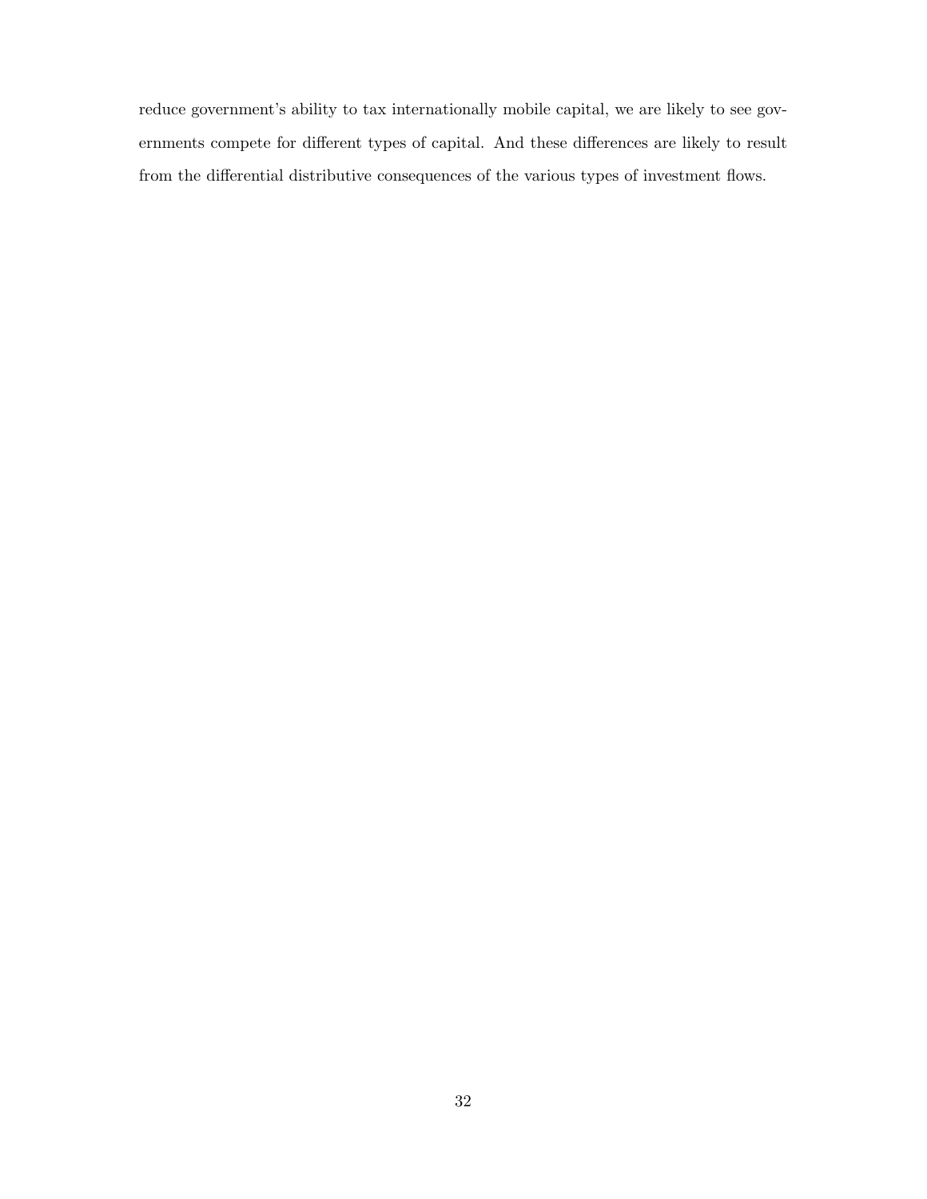reduce government's ability to tax internationally mobile capital, we are likely to see governments compete for different types of capital. And these differences are likely to result from the differential distributive consequences of the various types of investment flows.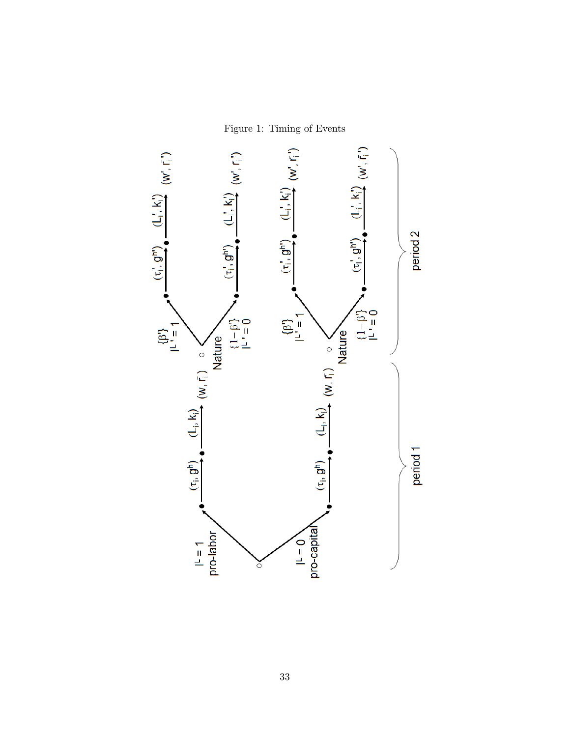Figure 1: Timing of Events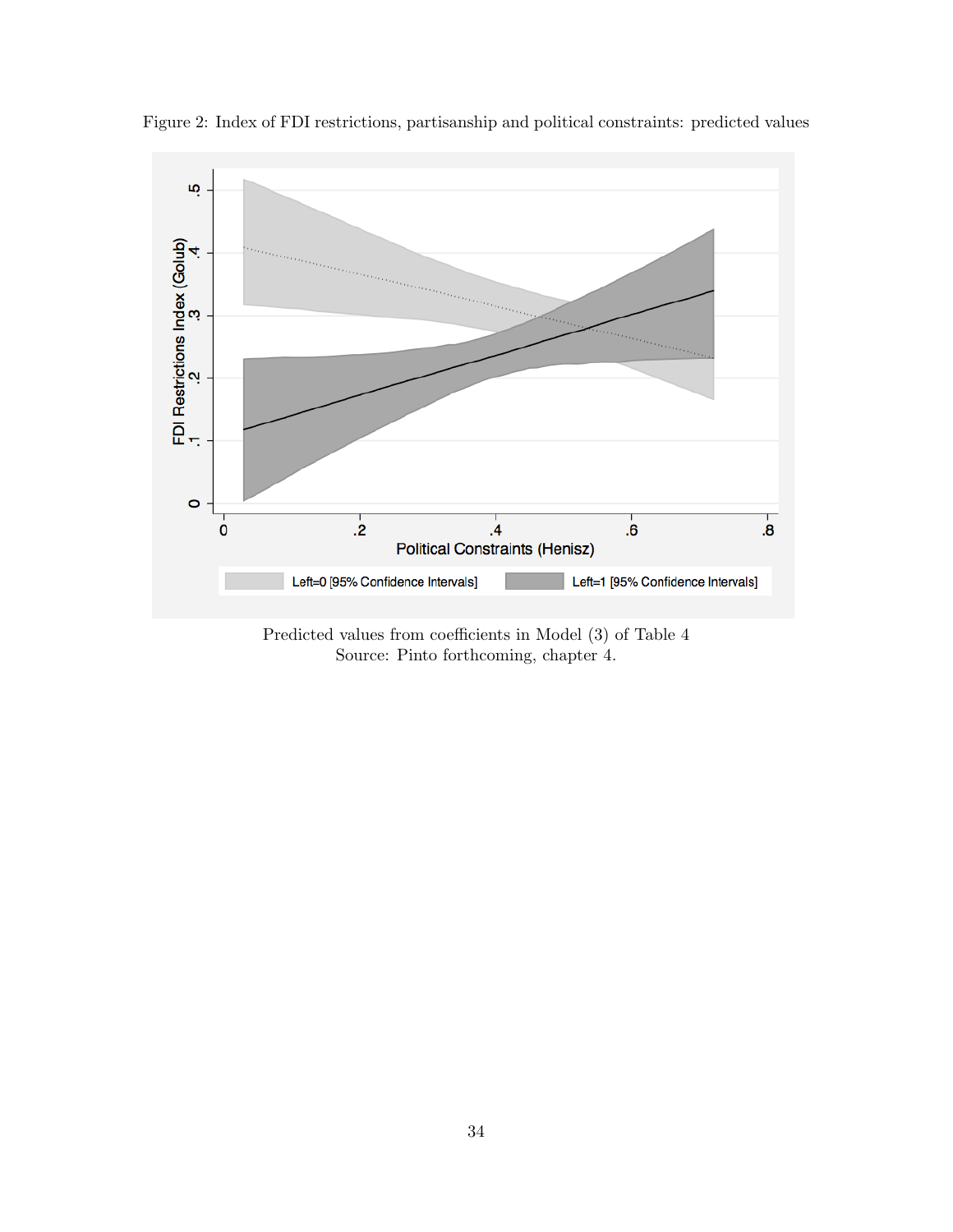Figure 2: Index of FDI restrictions, partisanship and political constraints: predicted values

Predicted values from coefficients in Model (3) of Table 4
Source: Pinto forthcoming, chapter 4.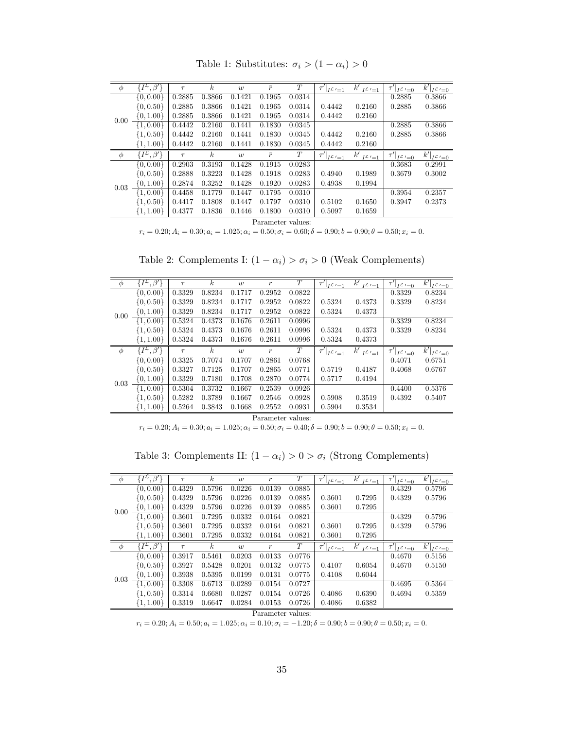Table 1: Substitutes: $\sigma_i > (1-\alpha_i) > 0$

| $\phi$ | $\{I^{\mathcal{L}}, \beta'\}$ | $\tau$ | $k$ | $w$ | $\bar{r}$ | $T$ | $\tau'\|_{I^{\mathcal{L}\prime}=1}$ | $k'\|_{I^{\mathcal{L}\prime}=1}$ | $\tau'\|_{I^{\mathcal{L}\prime}=0}$ | $k'\|_{I^{\mathcal{L}\prime}=0}$ |
|---|---|---|---|---|---|---|---|---|---|---|
| 0.00 | $\{0, 0.00\}$ | 0.2885 | 0.3866 | 0.1421 | 0.1965 | 0.0314 | | | 0.2885 | 0.3866 |
| | $\{0, 0.50\}$ | 0.2885 | 0.3866 | 0.1421 | 0.1965 | 0.0314 | 0.4442 | 0.2160 | 0.2885 | 0.3866 |
| | $\{0, 1.00\}$ | 0.2885 | 0.3866 | 0.1421 | 0.1965 | 0.0314 | 0.4442 | 0.2160 | | |
| | $\{1, 0.00\}$ | 0.4442 | 0.2160 | 0.1441 | 0.1830 | 0.0345 | | | 0.2885 | 0.3866 |
| | $\{1, 0.50\}$ | 0.4442 | 0.2160 | 0.1441 | 0.1830 | 0.0345 | 0.4442 | 0.2160 | 0.2885 | 0.3866 |
| | $\{1, 1.00\}$ | 0.4442 | 0.2160 | 0.1441 | 0.1830 | 0.0345 | 0.4442 | 0.2160 | | |
| $\phi$ | $\{I^{\mathcal{L}}, \beta'\}$ | $\tau$ | $k$ | $w$ | $\bar{r}$ | $T$ | $\tau'\|_{I^{\mathcal{L}\prime}=1}$ | $k'\|_{I^{\mathcal{L}\prime}=1}$ | $\tau'\|_{I^{\mathcal{L}\prime}=0}$ | $k'\|_{I^{\mathcal{L}\prime}=0}$ |
| 0.03 | $\{0, 0.00\}$ | 0.2903 | 0.3193 | 0.1428 | 0.1915 | 0.0283 | | | 0.3683 | 0.2991 |
| | $\{0, 0.50\}$ | 0.2888 | 0.3223 | 0.1428 | 0.1918 | 0.0283 | 0.4940 | 0.1989 | 0.3679 | 0.3002 |
| | $\{0, 1.00\}$ | 0.2874 | 0.3252 | 0.1428 | 0.1920 | 0.0283 | 0.4938 | 0.1994 | | |
| | $\{1, 0.00\}$ | 0.4458 | 0.1779 | 0.1447 | 0.1795 | 0.0310 | | | 0.3954 | 0.2357 |
| | $\{1, 0.50\}$ | 0.4417 | 0.1808 | 0.1447 | 0.1797 | 0.0310 | 0.5102 | 0.1650 | 0.3947 | 0.2373 |
| | $\{1, 1.00\}$ | 0.4377 | 0.1836 | 0.1446 | 0.1800 | 0.0310 | 0.5097 | 0.1659 | | |

Parameter values:
$r_i = 0.20; A_i = 0.30; a_i = 1.025; \alpha_i = 0.50; \sigma_i = 0.60; \delta = 0.90; b = 0.90; \theta = 0.50; x_i = 0.$

Table 2: Complements I: $(1-\alpha_i) > \sigma_i > 0$ (Weak Complements)

| $\phi$ | $\{I^{\mathcal{L}}, \beta'\}$ | $\tau$ | $k$ | $w$ | $r$ | $T$ | $\tau'\|_{I^{\mathcal{L}\prime}=1}$ | $k'\|_{I^{\mathcal{L}\prime}=1}$ | $\tau'\|_{I^{\mathcal{L}\prime}=0}$ | $k'\|_{I^{\mathcal{L}\prime}=0}$ |
|---|---|---|---|---|---|---|---|---|---|---|
| 0.00 | $\{0, 0.00\}$ | 0.3329 | 0.8234 | 0.1717 | 0.2952 | 0.0822 | | | 0.3329 | 0.8234 |
| | $\{0, 0.50\}$ | 0.3329 | 0.8234 | 0.1717 | 0.2952 | 0.0822 | 0.5324 | 0.4373 | 0.3329 | 0.8234 |
| | $\{0, 1.00\}$ | 0.3329 | 0.8234 | 0.1717 | 0.2952 | 0.0822 | 0.5324 | 0.4373 | | |
| | $\{1, 0.00\}$ | 0.5324 | 0.4373 | 0.1676 | 0.2611 | 0.0996 | | | 0.3329 | 0.8234 |
| | $\{1, 0.50\}$ | 0.5324 | 0.4373 | 0.1676 | 0.2611 | 0.0996 | 0.5324 | 0.4373 | 0.3329 | 0.8234 |
| | $\{1, 1.00\}$ | 0.5324 | 0.4373 | 0.1676 | 0.2611 | 0.0996 | 0.5324 | 0.4373 | | |
| $\phi$ | $\{I^{\mathcal{L}}, \beta'\}$ | $\tau$ | $k$ | $w$ | $r$ | $T$ | $\tau'\|_{I^{\mathcal{L}\prime}=1}$ | $k'\|_{I^{\mathcal{L}\prime}=1}$ | $\tau'\|_{I^{\mathcal{L}\prime}=0}$ | $k'\|_{I^{\mathcal{L}\prime}=0}$ |
| 0.03 | $\{0, 0.00\}$ | 0.3325 | 0.7074 | 0.1707 | 0.2861 | 0.0768 | | | 0.4071 | 0.6751 |
| | $\{0, 0.50\}$ | 0.3327 | 0.7125 | 0.1707 | 0.2865 | 0.0771 | 0.5719 | 0.4187 | 0.4068 | 0.6767 |
| | $\{0, 1.00\}$ | 0.3329 | 0.7180 | 0.1708 | 0.2870 | 0.0774 | 0.5717 | 0.4194 | | |
| | $\{1, 0.00\}$ | 0.5304 | 0.3732 | 0.1667 | 0.2539 | 0.0926 | | | 0.4400 | 0.5376 |
| | $\{1, 0.50\}$ | 0.5282 | 0.3789 | 0.1667 | 0.2546 | 0.0928 | 0.5908 | 0.3519 | 0.4392 | 0.5407 |
| | $\{1, 1.00\}$ | 0.5264 | 0.3843 | 0.1668 | 0.2552 | 0.0931 | 0.5904 | 0.3534 | | |

Parameter values:
$r_i = 0.20; A_i = 0.30; a_i = 1.025; \alpha_i = 0.50; \sigma_i = 0.40; \delta = 0.90; b = 0.90; \theta = 0.50; x_i = 0.$

Table 3: Complements II: $(1-\alpha_i) > 0 > \sigma_i$ (Strong Complements)

| $\phi$ | $\{I^{\mathcal{L}}, \beta'\}$ | $\tau$ | $k$ | $w$ | $r$ | $T$ | $\tau'\|_{I^{\mathcal{L}\prime}=1}$ | $k'\|_{I^{\mathcal{L}\prime}=1}$ | $\tau'\|_{I^{\mathcal{L}\prime}=0}$ | $k'\|_{I^{\mathcal{L}\prime}=0}$ |
|---|---|---|---|---|---|---|---|---|---|---|
| 0.00 | $\{0, 0.00\}$ | 0.4329 | 0.5796 | 0.0226 | 0.0139 | 0.0885 | | | 0.4329 | 0.5796 |
| | $\{0, 0.50\}$ | 0.4329 | 0.5796 | 0.0226 | 0.0139 | 0.0885 | 0.3601 | 0.7295 | 0.4329 | 0.5796 |
| | $\{0, 1.00\}$ | 0.4329 | 0.5796 | 0.0226 | 0.0139 | 0.0885 | 0.3601 | 0.7295 | | |
| | $\{1, 0.00\}$ | 0.3601 | 0.7295 | 0.0332 | 0.0164 | 0.0821 | | | 0.4329 | 0.5796 |
| | $\{1, 0.50\}$ | 0.3601 | 0.7295 | 0.0332 | 0.0164 | 0.0821 | 0.3601 | 0.7295 | 0.4329 | 0.5796 |
| | $\{1, 1.00\}$ | 0.3601 | 0.7295 | 0.0332 | 0.0164 | 0.0821 | 0.3601 | 0.7295 | | |
| $\phi$ | $\{I^{\mathcal{L}}, \beta'\}$ | $\tau$ | $k$ | $w$ | $r$ | $T$ | $\tau'\|_{I^{\mathcal{L}\prime}=1}$ | $k'\|_{I^{\mathcal{L}\prime}=1}$ | $\tau'\|_{I^{\mathcal{L}\prime}=0}$ | $k'\|_{I^{\mathcal{L}\prime}=0}$ |
| 0.03 | $\{0, 0.00\}$ | 0.3917 | 0.5461 | 0.0203 | 0.0133 | 0.0776 | | | 0.4670 | 0.5156 |
| | $\{0, 0.50\}$ | 0.3927 | 0.5428 | 0.0201 | 0.0132 | 0.0775 | 0.4107 | 0.6054 | 0.4670 | 0.5150 |
| | $\{0, 1.00\}$ | 0.3938 | 0.5395 | 0.0199 | 0.0131 | 0.0775 | 0.4108 | 0.6044 | | |
| | $\{1, 0.00\}$ | 0.3308 | 0.6713 | 0.0289 | 0.0154 | 0.0727 | | | 0.4695 | 0.5364 |
| | $\{1, 0.50\}$ | 0.3314 | 0.6680 | 0.0287 | 0.0154 | 0.0726 | 0.4086 | 0.6390 | 0.4694 | 0.5359 |
| | $\{1, 1.00\}$ | 0.3319 | 0.6647 | 0.0284 | 0.0153 | 0.0726 | 0.4086 | 0.6382 | | |

Parameter values:
$r_i = 0.20; A_i = 0.50; a_i = 1.025; \alpha_i = 0.10; \sigma_i = -1.20; \delta = 0.90; b = 0.90; \theta = 0.50; x_i = 0.$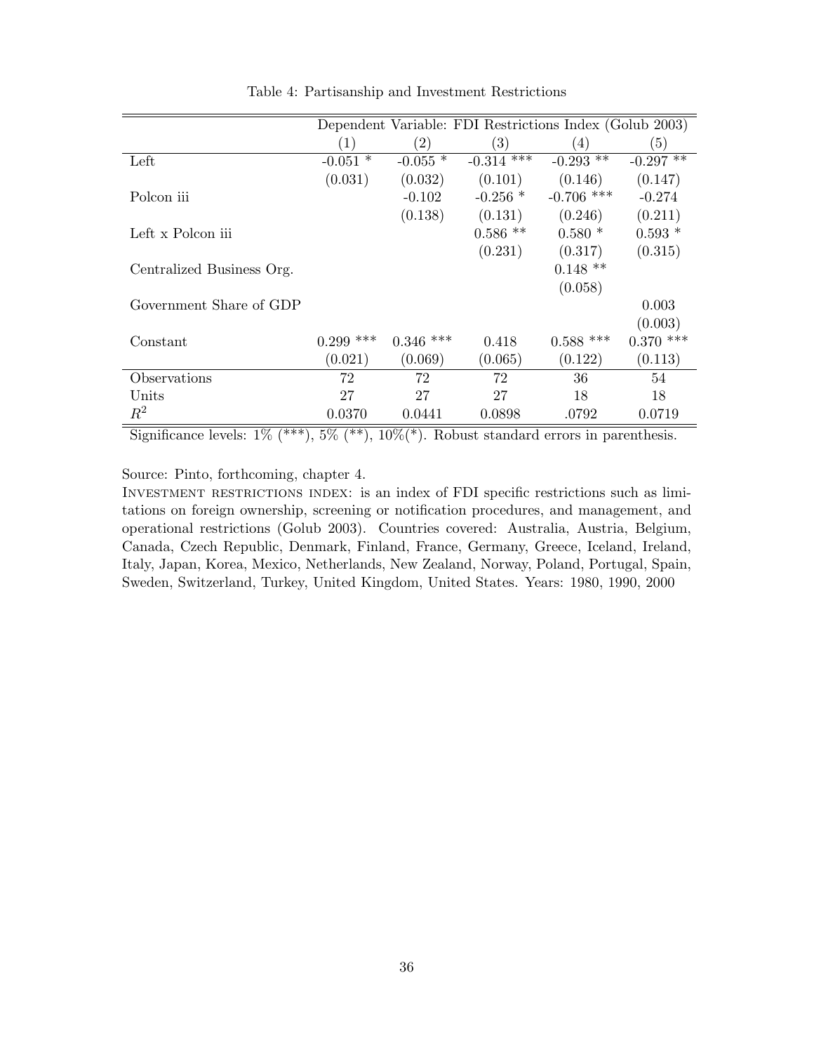Table 4: Partisanship and Investment Restrictions

| | Dependent Variable: FDI Restrictions Index (Golub 2003) | | | | |
|---|---|---|---|---|---|
| | (1) | (2) | (3) | (4) | (5) |
| Left | -0.051 * | -0.055 * | -0.314 *** | -0.293 ** | -0.297 ** |
| | (0.031) | (0.032) | (0.101) | (0.146) | (0.147) |
| Polcon iii | | -0.102 | -0.256 * | -0.706 *** | -0.274 |
| | | (0.138) | (0.131) | (0.246) | (0.211) |
| Left x Polcon iii | | | 0.586 ** | 0.580 * | 0.593 * |
| | | | (0.231) | (0.317) | (0.315) |
| Centralized Business Org. | | | | 0.148 ** | |
| | | | | (0.058) | |
| Government Share of GDP | | | | | 0.003 |
| | | | | | (0.003) |
| Constant | 0.299 *** | 0.346 *** | 0.418 | 0.588 *** | 0.370 *** |
| | (0.021) | (0.069) | (0.065) | (0.122) | (0.113) |
| Observations | 72 | 72 | 72 | 36 | 54 |
| Units | 27 | 27 | 27 | 18 | 18 |
| $R^2$ | 0.0370 | 0.0441 | 0.0898 | .0792 | 0.0719 |

Significance levels: 1% (***), 5% (**), 10%(*). Robust standard errors in parenthesis.

Source: Pinto, forthcoming, chapter 4.

INVESTMENT RESTRICTIONS INDEX: is an index of FDI specific restrictions such as limitations on foreign ownership, screening or notification procedures, and management, and operational restrictions (Golub 2003). Countries covered: Australia, Austria, Belgium, Canada, Czech Republic, Denmark, Finland, France, Germany, Greece, Iceland, Ireland, Italy, Japan, Korea, Mexico, Netherlands, New Zealand, Norway, Poland, Portugal, Spain, Sweden, Switzerland, Turkey, United Kingdom, United States. Years: 1980, 1990, 2000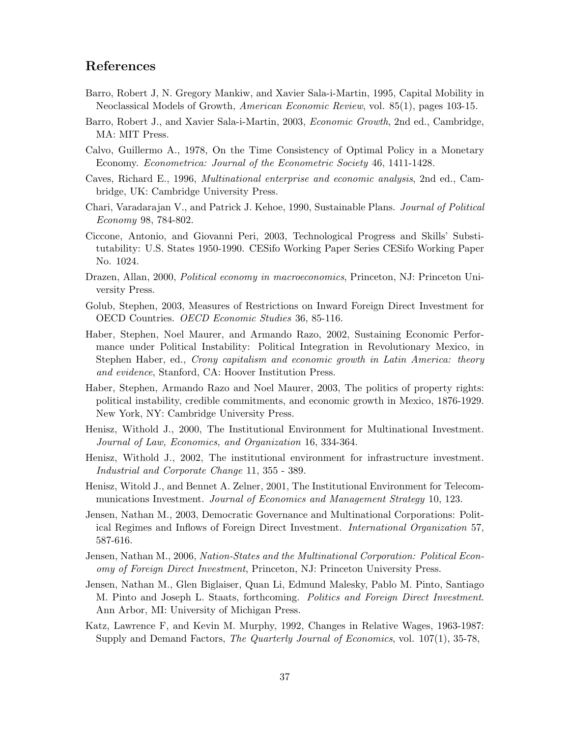## References

Barro, Robert J, N. Gregory Mankiw, and Xavier Sala-i-Martin, 1995, Capital Mobility in Neoclassical Models of Growth, *American Economic Review*, vol. 85(1), pages 103-15.

Barro, Robert J., and Xavier Sala-i-Martin, 2003, *Economic Growth*, 2nd ed., Cambridge, MA: MIT Press.

Calvo, Guillermo A., 1978, On the Time Consistency of Optimal Policy in a Monetary Economy. *Econometrica: Journal of the Econometric Society* 46, 1411-1428.

Caves, Richard E., 1996, *Multinational enterprise and economic analysis*, 2nd ed., Cambridge, UK: Cambridge University Press.

Chari, Varadarajan V., and Patrick J. Kehoe, 1990, Sustainable Plans. *Journal of Political Economy* 98, 784-802.

Ciccone, Antonio, and Giovanni Peri, 2003, Technological Progress and Skills' Substitutability: U.S. States 1950-1990. CESifo Working Paper Series CESifo Working Paper No. 1024.

Drazen, Allan, 2000, *Political economy in macroeconomics*, Princeton, NJ: Princeton University Press.

Golub, Stephen, 2003, Measures of Restrictions on Inward Foreign Direct Investment for OECD Countries. *OECD Economic Studies* 36, 85-116.

Haber, Stephen, Noel Maurer, and Armando Razo, 2002, Sustaining Economic Performance under Political Instability: Political Integration in Revolutionary Mexico, in Stephen Haber, ed., *Crony capitalism and economic growth in Latin America: theory and evidence*, Stanford, CA: Hoover Institution Press.

Haber, Stephen, Armando Razo and Noel Maurer, 2003, The politics of property rights: political instability, credible commitments, and economic growth in Mexico, 1876-1929. New York, NY: Cambridge University Press.

Henisz, Withold J., 2000, The Institutional Environment for Multinational Investment. *Journal of Law, Economics, and Organization* 16, 334-364.

Henisz, Withold J., 2002, The institutional environment for infrastructure investment. *Industrial and Corporate Change* 11, 355 - 389.

Henisz, Witold J., and Bennet A. Zelner, 2001, The Institutional Environment for Telecommunications Investment. *Journal of Economics and Management Strategy* 10, 123.

Jensen, Nathan M., 2003, Democratic Governance and Multinational Corporations: Political Regimes and Inflows of Foreign Direct Investment. *International Organization* 57, 587-616.

Jensen, Nathan M., 2006, *Nation-States and the Multinational Corporation: Political Economy of Foreign Direct Investment*, Princeton, NJ: Princeton University Press.

Jensen, Nathan M., Glen Biglaiser, Quan Li, Edmund Malesky, Pablo M. Pinto, Santiago M. Pinto and Joseph L. Staats, forthcoming. *Politics and Foreign Direct Investment*. Ann Arbor, MI: University of Michigan Press.

Katz, Lawrence F, and Kevin M. Murphy, 1992, Changes in Relative Wages, 1963-1987: Supply and Demand Factors, *The Quarterly Journal of Economics*, vol. 107(1), 35-78,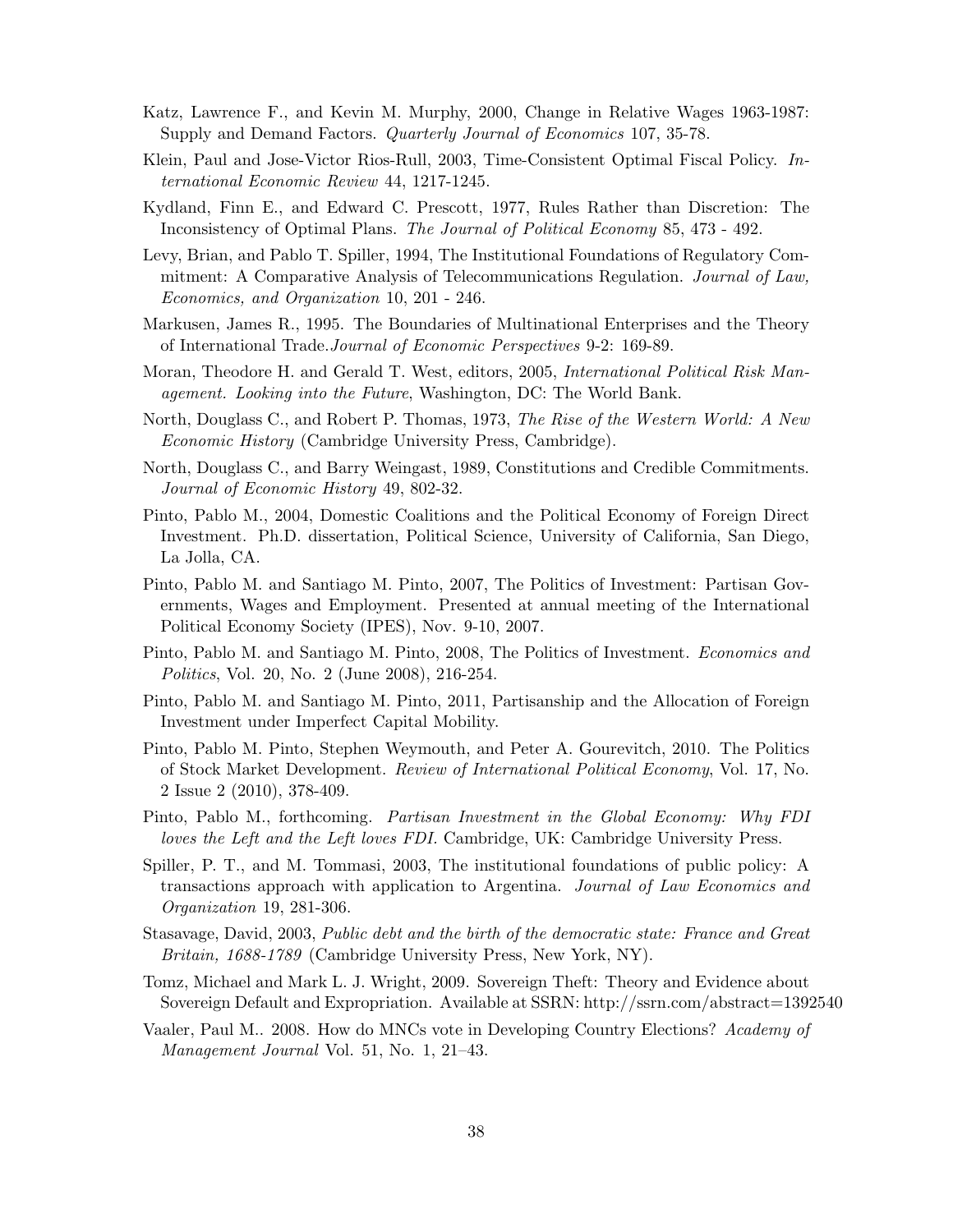Katz, Lawrence F., and Kevin M. Murphy, 2000, Change in Relative Wages 1963-1987: Supply and Demand Factors. *Quarterly Journal of Economics* 107, 35-78.

Klein, Paul and Jose-Victor Rios-Rull, 2003, Time-Consistent Optimal Fiscal Policy. *International Economic Review* 44, 1217-1245.

Kydland, Finn E., and Edward C. Prescott, 1977, Rules Rather than Discretion: The Inconsistency of Optimal Plans. *The Journal of Political Economy* 85, 473 - 492.

Levy, Brian, and Pablo T. Spiller, 1994, The Institutional Foundations of Regulatory Commitment: A Comparative Analysis of Telecommunications Regulation. *Journal of Law, Economics, and Organization* 10, 201 - 246.

Markusen, James R., 1995. The Boundaries of Multinational Enterprises and the Theory of International Trade.*Journal of Economic Perspectives* 9-2: 169-89.

Moran, Theodore H. and Gerald T. West, editors, 2005, *International Political Risk Management. Looking into the Future*, Washington, DC: The World Bank.

North, Douglass C., and Robert P. Thomas, 1973, *The Rise of the Western World: A New Economic History* (Cambridge University Press, Cambridge).

North, Douglass C., and Barry Weingast, 1989, Constitutions and Credible Commitments. *Journal of Economic History* 49, 802-32.

Pinto, Pablo M., 2004, Domestic Coalitions and the Political Economy of Foreign Direct Investment. Ph.D. dissertation, Political Science, University of California, San Diego, La Jolla, CA.

Pinto, Pablo M. and Santiago M. Pinto, 2007, The Politics of Investment: Partisan Governments, Wages and Employment. Presented at annual meeting of the International Political Economy Society (IPES), Nov. 9-10, 2007.

Pinto, Pablo M. and Santiago M. Pinto, 2008, The Politics of Investment. *Economics and Politics*, Vol. 20, No. 2 (June 2008), 216-254.

Pinto, Pablo M. and Santiago M. Pinto, 2011, Partisanship and the Allocation of Foreign Investment under Imperfect Capital Mobility.

Pinto, Pablo M. Pinto, Stephen Weymouth, and Peter A. Gourevitch, 2010. The Politics of Stock Market Development. *Review of International Political Economy*, Vol. 17, No. 2 Issue 2 (2010), 378-409.

Pinto, Pablo M., forthcoming. *Partisan Investment in the Global Economy: Why FDI loves the Left and the Left loves FDI.* Cambridge, UK: Cambridge University Press.

Spiller, P. T., and M. Tommasi, 2003, The institutional foundations of public policy: A transactions approach with application to Argentina. *Journal of Law Economics and Organization* 19, 281-306.

Stasavage, David, 2003, *Public debt and the birth of the democratic state: France and Great Britain, 1688-1789* (Cambridge University Press, New York, NY).

Tomz, Michael and Mark L. J. Wright, 2009. Sovereign Theft: Theory and Evidence about Sovereign Default and Expropriation. Available at SSRN: http://ssrn.com/abstract=1392540

Vaaler, Paul M.. 2008. How do MNCs vote in Developing Country Elections? *Academy of Management Journal* Vol. 51, No. 1, 21–43.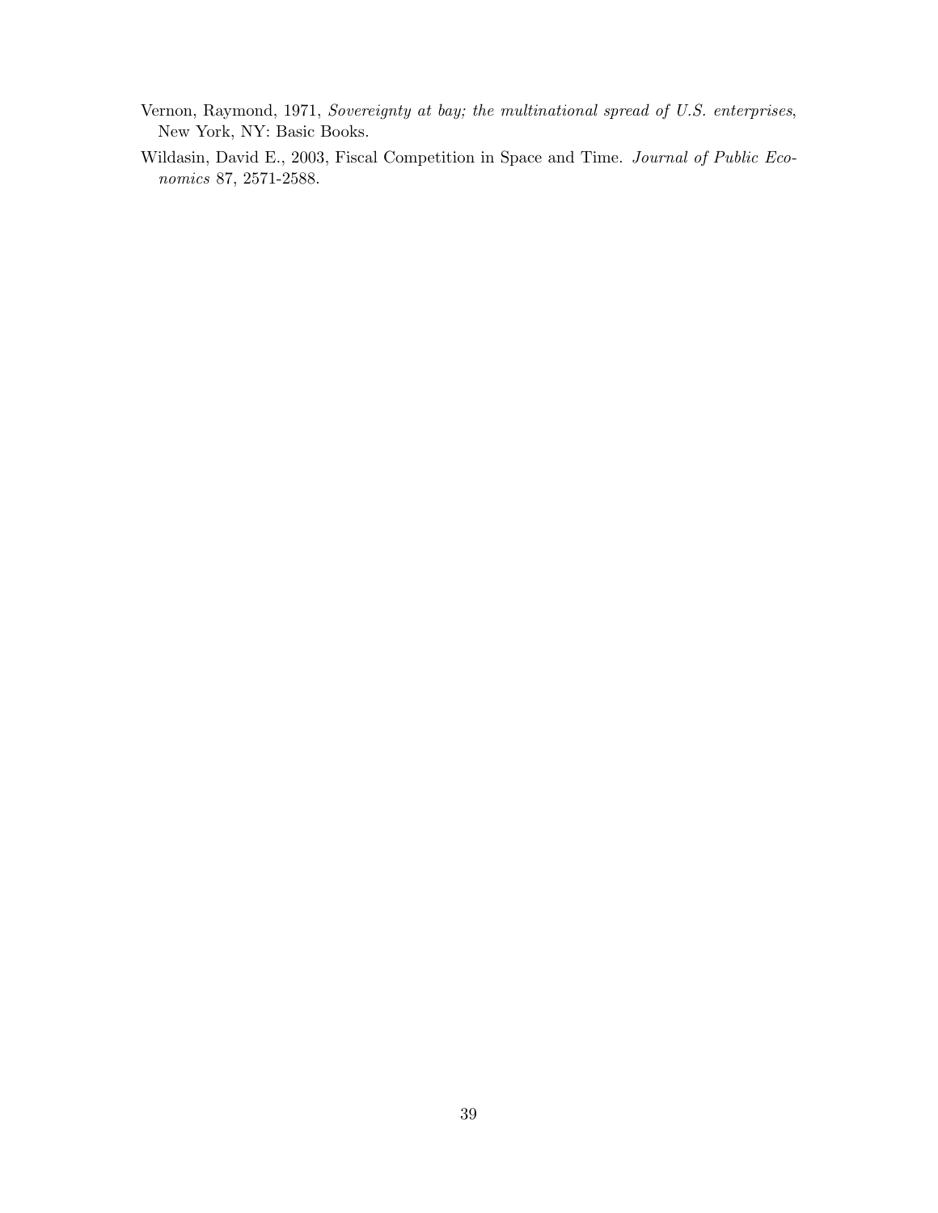Vernon, Raymond, 1971, *Sovereignty at bay; the multinational spread of U.S. enterprises*, New York, NY: Basic Books.

Wildasin, David E., 2003, Fiscal Competition in Space and Time. *Journal of Public Economics* 87, 2571-2588.